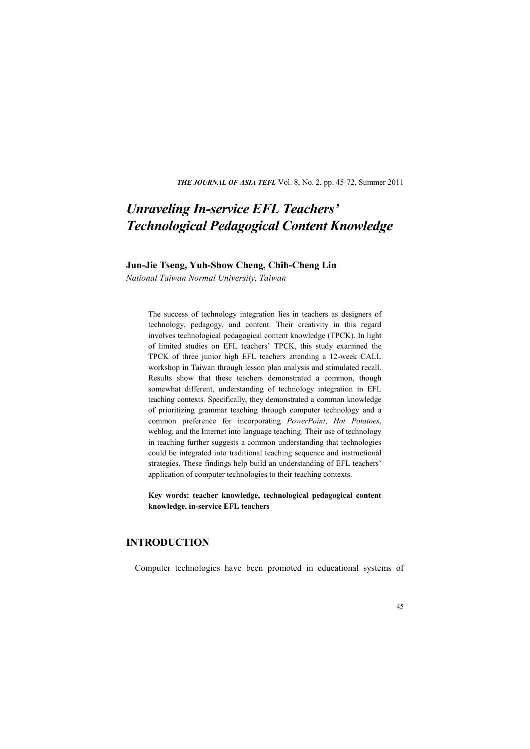# *Unraveling In-service EFL Teachers' Technological Pedagogical Content Knowledge*

**Jun-Jie Tseng, Yuh-Show Cheng, Chih-Cheng Lin**

*National Taiwan Normal University, Taiwan*

The success of technology integration lies in teachers as designers of technology, pedagogy, and content. Their creativity in this regard involves technological pedagogical content knowledge (TPCK). In light of limited studies on EFL teachers' TPCK, this study examined the TPCK of three junior high EFL teachers attending a 12-week CALL workshop in Taiwan through lesson plan analysis and stimulated recall. Results show that these teachers demonstrated a common, though somewhat different, understanding of technology integration in EFL teaching contexts. Specifically, they demonstrated a common knowledge of prioritizing grammar teaching through computer technology and a common preference for incorporating *PowerPoint*, *Hot Potatoes*, weblog, and the Internet into language teaching. Their use of technology in teaching further suggests a common understanding that technologies could be integrated into traditional teaching sequence and instructional strategies. These findings help build an understanding of EFL teachers' application of computer technologies to their teaching contexts.

**Key words: teacher knowledge, technological pedagogical content knowledge, in-service EFL teachers**

## INTRODUCTION

Computer technologies have been promoted in educational systems of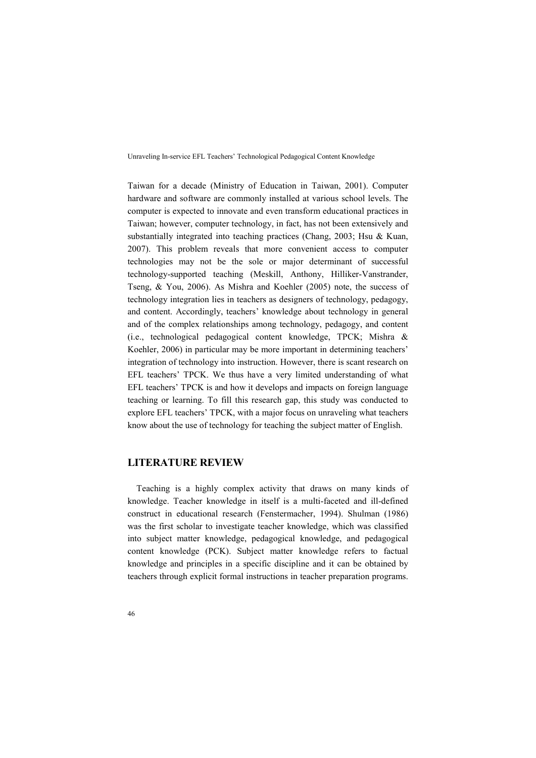Taiwan for a decade (Ministry of Education in Taiwan, 2001). Computer hardware and software are commonly installed at various school levels. The computer is expected to innovate and even transform educational practices in Taiwan; however, computer technology, in fact, has not been extensively and substantially integrated into teaching practices (Chang, 2003; Hsu & Kuan, 2007). This problem reveals that more convenient access to computer technologies may not be the sole or major determinant of successful technology-supported teaching (Meskill, Anthony, Hilliker-Vanstrander, Tseng, & You, 2006). As Mishra and Koehler (2005) note, the success of technology integration lies in teachers as designers of technology, pedagogy, and content. Accordingly, teachers' knowledge about technology in general and of the complex relationships among technology, pedagogy, and content (i.e., technological pedagogical content knowledge, TPCK; Mishra & Koehler, 2006) in particular may be more important in determining teachers' integration of technology into instruction. However, there is scant research on EFL teachers' TPCK. We thus have a very limited understanding of what EFL teachers' TPCK is and how it develops and impacts on foreign language teaching or learning. To fill this research gap, this study was conducted to explore EFL teachers' TPCK, with a major focus on unraveling what teachers know about the use of technology for teaching the subject matter of English.

## LITERATURE REVIEW

Teaching is a highly complex activity that draws on many kinds of knowledge. Teacher knowledge in itself is a multi-faceted and ill-defined construct in educational research (Fenstermacher, 1994). Shulman (1986) was the first scholar to investigate teacher knowledge, which was classified into subject matter knowledge, pedagogical knowledge, and pedagogical content knowledge (PCK). Subject matter knowledge refers to factual knowledge and principles in a specific discipline and it can be obtained by teachers through explicit formal instructions in teacher preparation programs.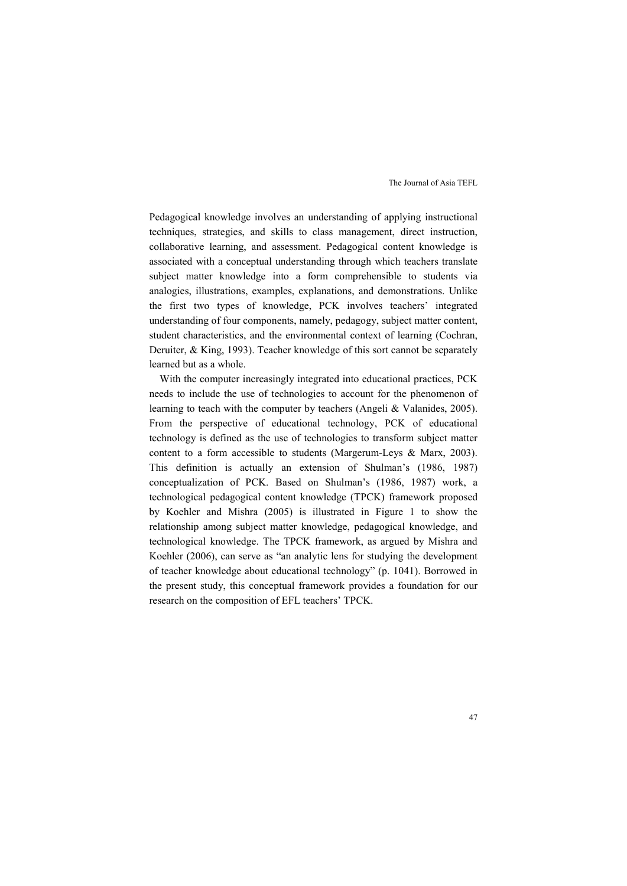Pedagogical knowledge involves an understanding of applying instructional techniques, strategies, and skills to class management, direct instruction, collaborative learning, and assessment. Pedagogical content knowledge is associated with a conceptual understanding through which teachers translate subject matter knowledge into a form comprehensible to students via analogies, illustrations, examples, explanations, and demonstrations. Unlike the first two types of knowledge, PCK involves teachers' integrated understanding of four components, namely, pedagogy, subject matter content, student characteristics, and the environmental context of learning (Cochran, Deruiter, & King, 1993). Teacher knowledge of this sort cannot be separately learned but as a whole.

With the computer increasingly integrated into educational practices, PCK needs to include the use of technologies to account for the phenomenon of learning to teach with the computer by teachers (Angeli & Valanides, 2005). From the perspective of educational technology, PCK of educational technology is defined as the use of technologies to transform subject matter content to a form accessible to students (Margerum-Leys & Marx, 2003). This definition is actually an extension of Shulman's (1986, 1987) conceptualization of PCK. Based on Shulman's (1986, 1987) work, a technological pedagogical content knowledge (TPCK) framework proposed by Koehler and Mishra (2005) is illustrated in Figure 1 to show the relationship among subject matter knowledge, pedagogical knowledge, and technological knowledge. The TPCK framework, as argued by Mishra and Koehler (2006), can serve as "an analytic lens for studying the development of teacher knowledge about educational technology" (p. 1041). Borrowed in the present study, this conceptual framework provides a foundation for our research on the composition of EFL teachers' TPCK.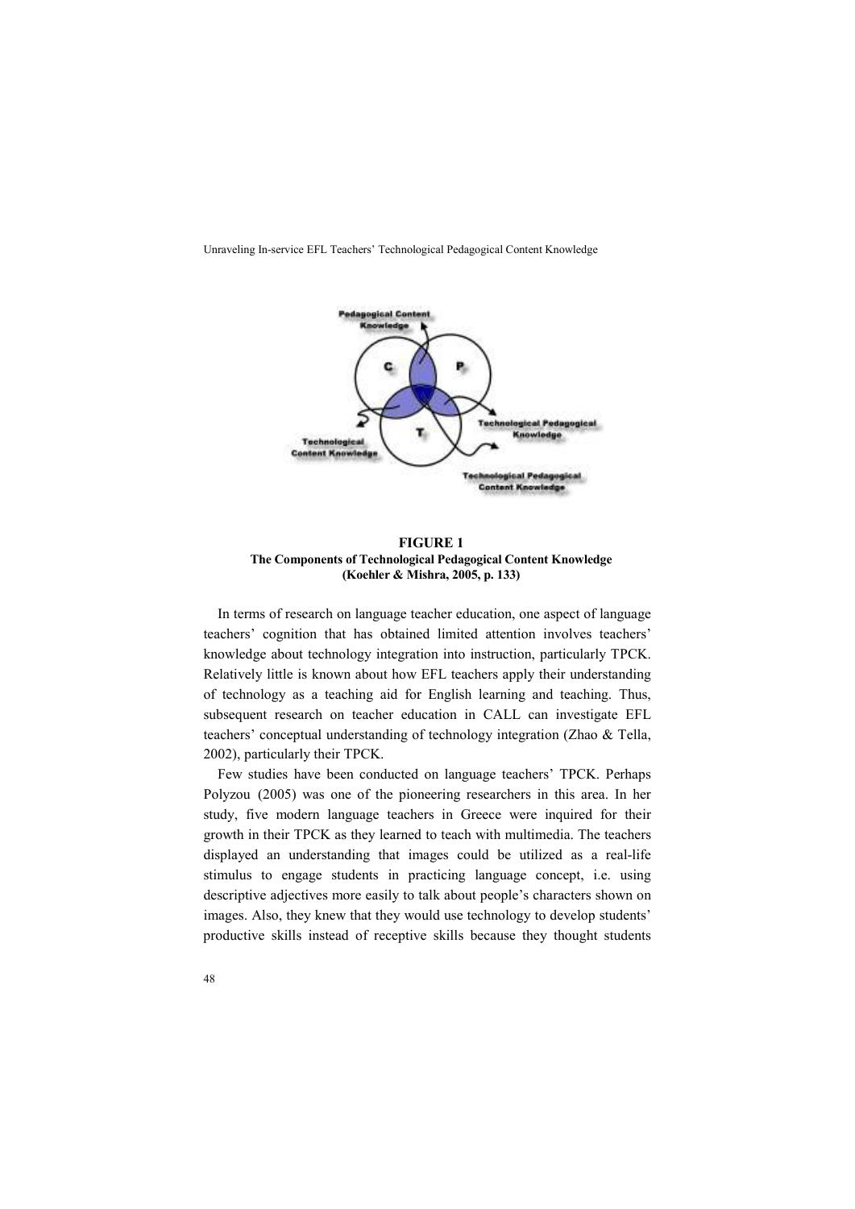**FIGURE 1**
**The Components of Technological Pedagogical Content Knowledge (Koehler & Mishra, 2005, p. 133)**

In terms of research on language teacher education, one aspect of language teachers' cognition that has obtained limited attention involves teachers' knowledge about technology integration into instruction, particularly TPCK. Relatively little is known about how EFL teachers apply their understanding of technology as a teaching aid for English learning and teaching. Thus, subsequent research on teacher education in CALL can investigate EFL teachers' conceptual understanding of technology integration (Zhao & Tella, 2002), particularly their TPCK.

Few studies have been conducted on language teachers' TPCK. Perhaps Polyzou (2005) was one of the pioneering researchers in this area. In her study, five modern language teachers in Greece were inquired for their growth in their TPCK as they learned to teach with multimedia. The teachers displayed an understanding that images could be utilized as a real-life stimulus to engage students in practicing language concept, i.e. using descriptive adjectives more easily to talk about people's characters shown on images. Also, they knew that they would use technology to develop students' productive skills instead of receptive skills because they thought students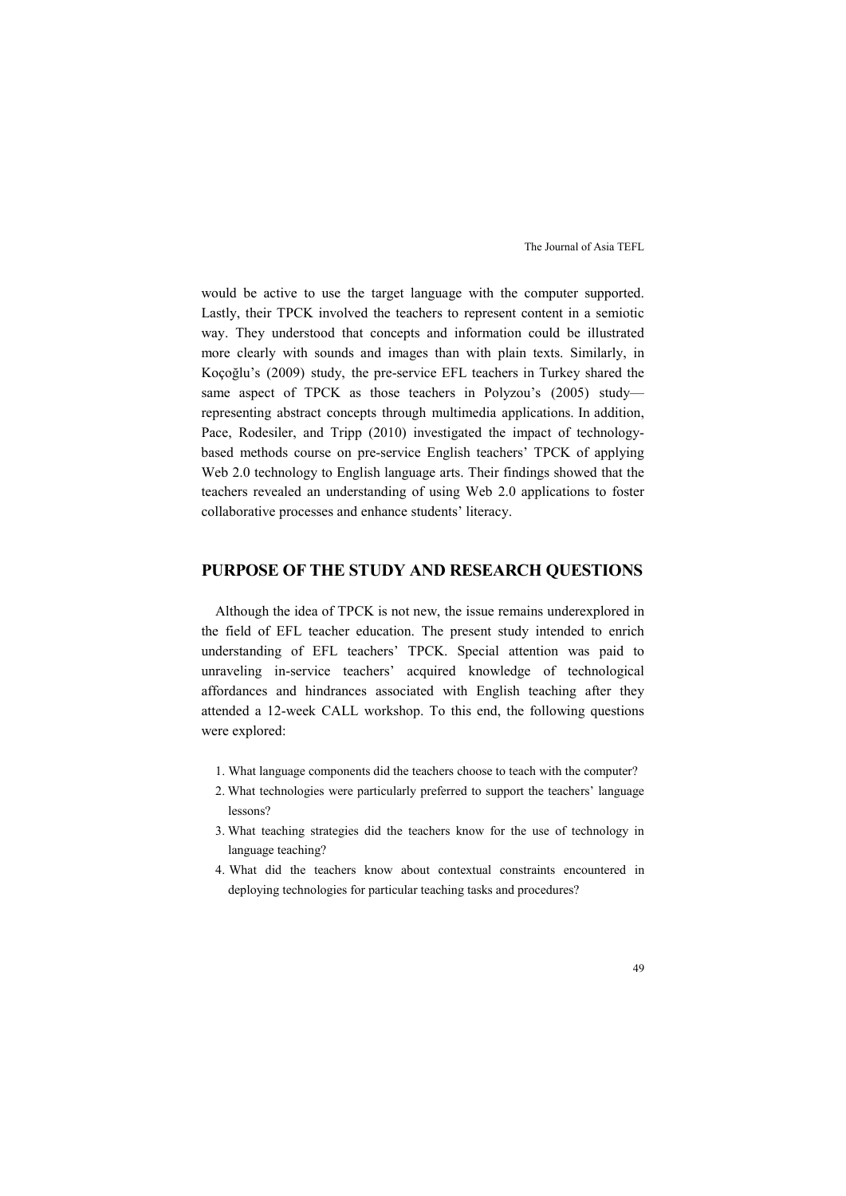would be active to use the target language with the computer supported. Lastly, their TPCK involved the teachers to represent content in a semiotic way. They understood that concepts and information could be illustrated more clearly with sounds and images than with plain texts. Similarly, in Koçoğlu's (2009) study, the pre-service EFL teachers in Turkey shared the same aspect of TPCK as those teachers in Polyzou's (2005) study—representing abstract concepts through multimedia applications. In addition, Pace, Rodesiler, and Tripp (2010) investigated the impact of technology-based methods course on pre-service English teachers' TPCK of applying Web 2.0 technology to English language arts. Their findings showed that the teachers revealed an understanding of using Web 2.0 applications to foster collaborative processes and enhance students' literacy.

## PURPOSE OF THE STUDY AND RESEARCH QUESTIONS

Although the idea of TPCK is not new, the issue remains underexplored in the field of EFL teacher education. The present study intended to enrich understanding of EFL teachers' TPCK. Special attention was paid to unraveling in-service teachers' acquired knowledge of technological affordances and hindrances associated with English teaching after they attended a 12-week CALL workshop. To this end, the following questions were explored:

1. What language components did the teachers choose to teach with the computer?
2. What technologies were particularly preferred to support the teachers' language lessons?
3. What teaching strategies did the teachers know for the use of technology in language teaching?
4. What did the teachers know about contextual constraints encountered in deploying technologies for particular teaching tasks and procedures?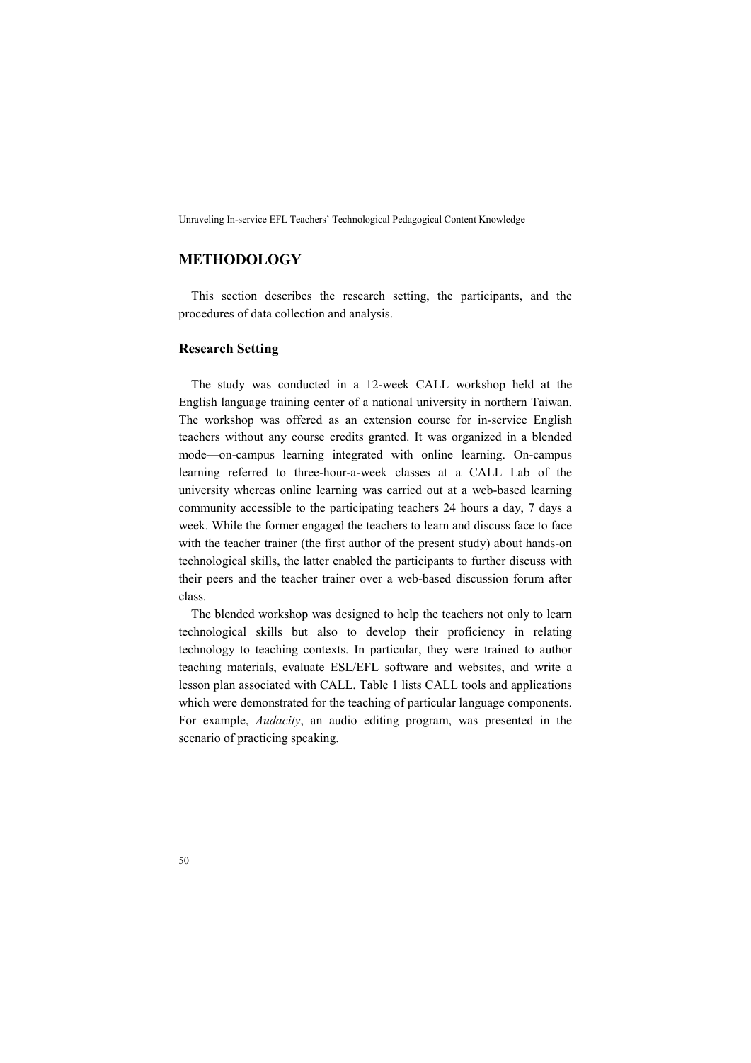## METHODOLOGY

This section describes the research setting, the participants, and the procedures of data collection and analysis.

### Research Setting

The study was conducted in a 12-week CALL workshop held at the English language training center of a national university in northern Taiwan. The workshop was offered as an extension course for in-service English teachers without any course credits granted. It was organized in a blended mode—on-campus learning integrated with online learning. On-campus learning referred to three-hour-a-week classes at a CALL Lab of the university whereas online learning was carried out at a web-based learning community accessible to the participating teachers 24 hours a day, 7 days a week. While the former engaged the teachers to learn and discuss face to face with the teacher trainer (the first author of the present study) about hands-on technological skills, the latter enabled the participants to further discuss with their peers and the teacher trainer over a web-based discussion forum after class.

The blended workshop was designed to help the teachers not only to learn technological skills but also to develop their proficiency in relating technology to teaching contexts. In particular, they were trained to author teaching materials, evaluate ESL/EFL software and websites, and write a lesson plan associated with CALL. Table 1 lists CALL tools and applications which were demonstrated for the teaching of particular language components. For example, *Audacity*, an audio editing program, was presented in the scenario of practicing speaking.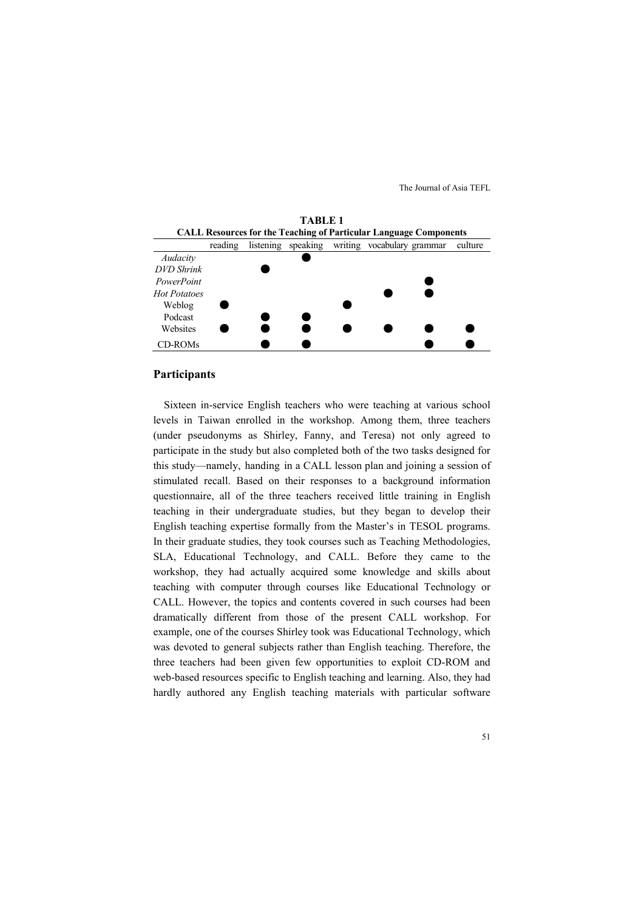**TABLE 1**
**CALL Resources for the Teaching of Particular Language Components**

| | reading | listening | speaking | writing | vocabulary | grammar | culture |
|---|---|---|---|---|---|---|---|
| *Audacity* | | | ● | | | | |
| *DVD Shrink* | | ● | | | | | |
| *PowerPoint* | | | | | | ● | |
| *Hot Potatoes* | | | | | ● | ● | |
| Weblog | ● | | | ● | | | |
| Podcast | | ● | ● | | | | |
| Websites | ● | ● | ● | ● | ● | ● | ● |
| CD-ROMs | | ● | ● | | | ● | ● |

## Participants

Sixteen in-service English teachers who were teaching at various school levels in Taiwan enrolled in the workshop. Among them, three teachers (under pseudonyms as Shirley, Fanny, and Teresa) not only agreed to participate in the study but also completed both of the two tasks designed for this study—namely, handing in a CALL lesson plan and joining a session of stimulated recall. Based on their responses to a background information questionnaire, all of the three teachers received little training in English teaching in their undergraduate studies, but they began to develop their English teaching expertise formally from the Master's in TESOL programs. In their graduate studies, they took courses such as Teaching Methodologies, SLA, Educational Technology, and CALL. Before they came to the workshop, they had actually acquired some knowledge and skills about teaching with computer through courses like Educational Technology or CALL. However, the topics and contents covered in such courses had been dramatically different from those of the present CALL workshop. For example, one of the courses Shirley took was Educational Technology, which was devoted to general subjects rather than English teaching. Therefore, the three teachers had been given few opportunities to exploit CD-ROM and web-based resources specific to English teaching and learning. Also, they had hardly authored any English teaching materials with particular software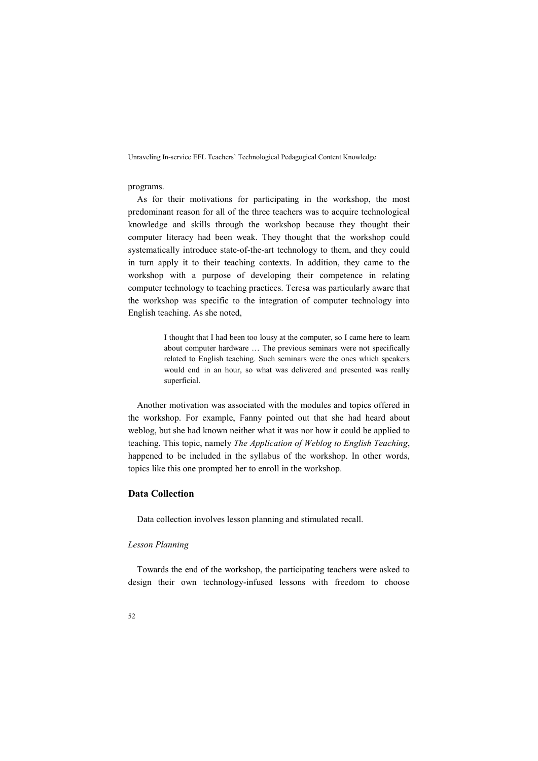programs.

As for their motivations for participating in the workshop, the most predominant reason for all of the three teachers was to acquire technological knowledge and skills through the workshop because they thought their computer literacy had been weak. They thought that the workshop could systematically introduce state-of-the-art technology to them, and they could in turn apply it to their teaching contexts. In addition, they came to the workshop with a purpose of developing their competence in relating computer technology to teaching practices. Teresa was particularly aware that the workshop was specific to the integration of computer technology into English teaching. As she noted,

> I thought that I had been too lousy at the computer, so I came here to learn about computer hardware … The previous seminars were not specifically related to English teaching. Such seminars were the ones which speakers would end in an hour, so what was delivered and presented was really superficial.

Another motivation was associated with the modules and topics offered in the workshop. For example, Fanny pointed out that she had heard about weblog, but she had known neither what it was nor how it could be applied to teaching. This topic, namely *The Application of Weblog to English Teaching*, happened to be included in the syllabus of the workshop. In other words, topics like this one prompted her to enroll in the workshop.

## Data Collection

Data collection involves lesson planning and stimulated recall.

### *Lesson Planning*

Towards the end of the workshop, the participating teachers were asked to design their own technology-infused lessons with freedom to choose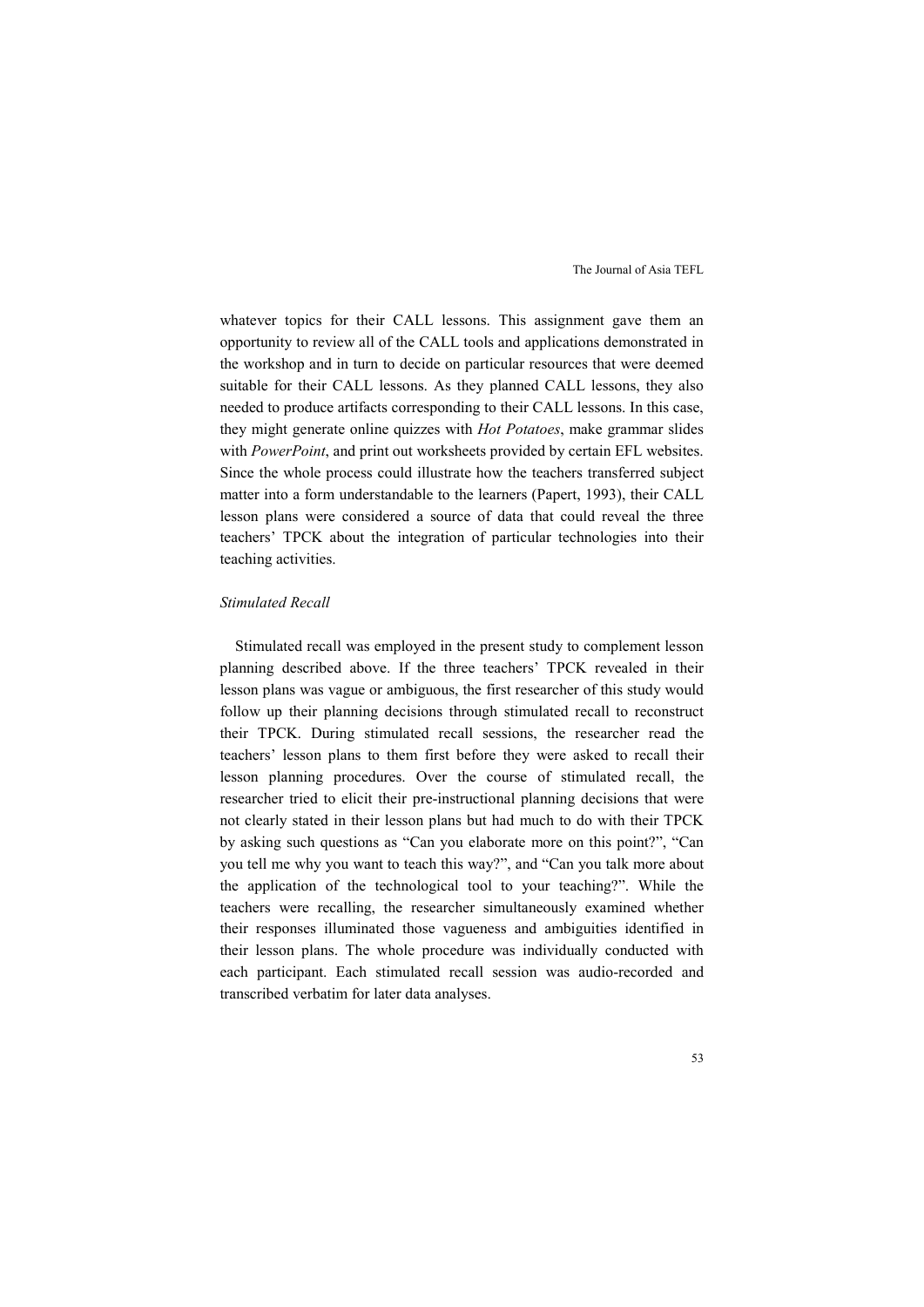whatever topics for their CALL lessons. This assignment gave them an opportunity to review all of the CALL tools and applications demonstrated in the workshop and in turn to decide on particular resources that were deemed suitable for their CALL lessons. As they planned CALL lessons, they also needed to produce artifacts corresponding to their CALL lessons. In this case, they might generate online quizzes with *Hot Potatoes*, make grammar slides with *PowerPoint*, and print out worksheets provided by certain EFL websites. Since the whole process could illustrate how the teachers transferred subject matter into a form understandable to the learners (Papert, 1993), their CALL lesson plans were considered a source of data that could reveal the three teachers' TPCK about the integration of particular technologies into their teaching activities.

### *Stimulated Recall*

Stimulated recall was employed in the present study to complement lesson planning described above. If the three teachers' TPCK revealed in their lesson plans was vague or ambiguous, the first researcher of this study would follow up their planning decisions through stimulated recall to reconstruct their TPCK. During stimulated recall sessions, the researcher read the teachers' lesson plans to them first before they were asked to recall their lesson planning procedures. Over the course of stimulated recall, the researcher tried to elicit their pre-instructional planning decisions that were not clearly stated in their lesson plans but had much to do with their TPCK by asking such questions as "Can you elaborate more on this point?", "Can you tell me why you want to teach this way?", and "Can you talk more about the application of the technological tool to your teaching?". While the teachers were recalling, the researcher simultaneously examined whether their responses illuminated those vagueness and ambiguities identified in their lesson plans. The whole procedure was individually conducted with each participant. Each stimulated recall session was audio-recorded and transcribed verbatim for later data analyses.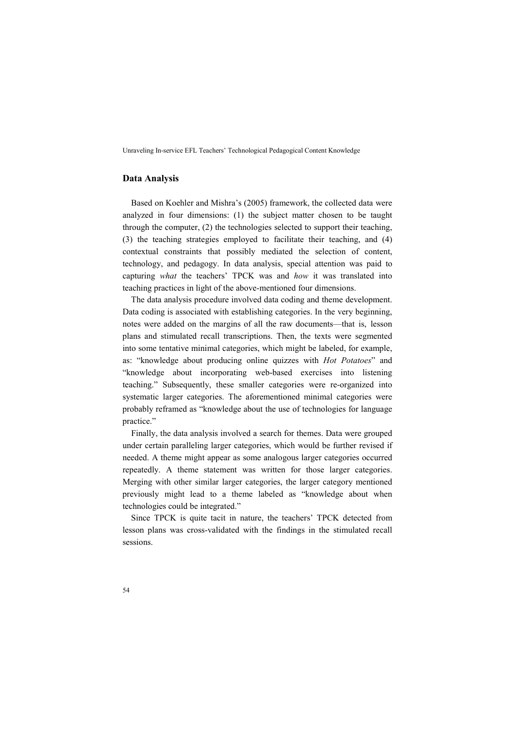## Data Analysis

Based on Koehler and Mishra's (2005) framework, the collected data were analyzed in four dimensions: (1) the subject matter chosen to be taught through the computer, (2) the technologies selected to support their teaching, (3) the teaching strategies employed to facilitate their teaching, and (4) contextual constraints that possibly mediated the selection of content, technology, and pedagogy. In data analysis, special attention was paid to capturing *what* the teachers' TPCK was and *how* it was translated into teaching practices in light of the above-mentioned four dimensions.

The data analysis procedure involved data coding and theme development. Data coding is associated with establishing categories. In the very beginning, notes were added on the margins of all the raw documents—that is, lesson plans and stimulated recall transcriptions. Then, the texts were segmented into some tentative minimal categories, which might be labeled, for example, as: "knowledge about producing online quizzes with *Hot Potatoes*" and "knowledge about incorporating web-based exercises into listening teaching." Subsequently, these smaller categories were re-organized into systematic larger categories. The aforementioned minimal categories were probably reframed as "knowledge about the use of technologies for language practice."

Finally, the data analysis involved a search for themes. Data were grouped under certain paralleling larger categories, which would be further revised if needed. A theme might appear as some analogous larger categories occurred repeatedly. A theme statement was written for those larger categories. Merging with other similar larger categories, the larger category mentioned previously might lead to a theme labeled as "knowledge about when technologies could be integrated."

Since TPCK is quite tacit in nature, the teachers' TPCK detected from lesson plans was cross-validated with the findings in the stimulated recall sessions.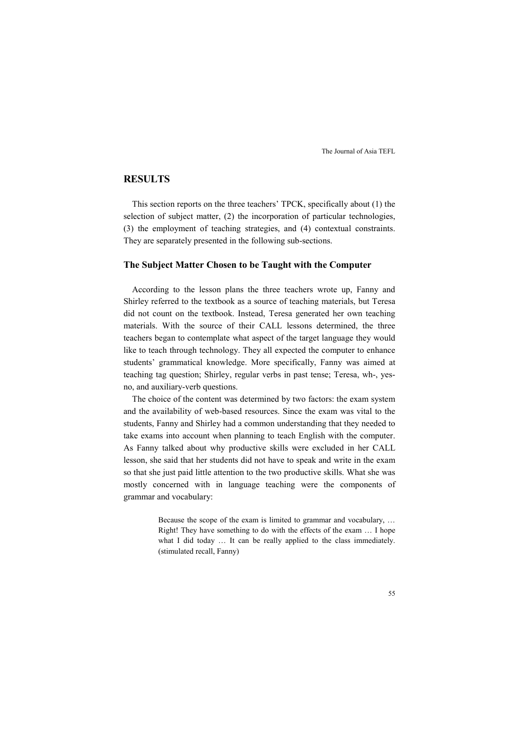## RESULTS

This section reports on the three teachers' TPCK, specifically about (1) the selection of subject matter, (2) the incorporation of particular technologies, (3) the employment of teaching strategies, and (4) contextual constraints. They are separately presented in the following sub-sections.

### The Subject Matter Chosen to be Taught with the Computer

According to the lesson plans the three teachers wrote up, Fanny and Shirley referred to the textbook as a source of teaching materials, but Teresa did not count on the textbook. Instead, Teresa generated her own teaching materials. With the source of their CALL lessons determined, the three teachers began to contemplate what aspect of the target language they would like to teach through technology. They all expected the computer to enhance students' grammatical knowledge. More specifically, Fanny was aimed at teaching tag question; Shirley, regular verbs in past tense; Teresa, wh-, yes-no, and auxiliary-verb questions.

The choice of the content was determined by two factors: the exam system and the availability of web-based resources. Since the exam was vital to the students, Fanny and Shirley had a common understanding that they needed to take exams into account when planning to teach English with the computer. As Fanny talked about why productive skills were excluded in her CALL lesson, she said that her students did not have to speak and write in the exam so that she just paid little attention to the two productive skills. What she was mostly concerned with in language teaching were the components of grammar and vocabulary:

> Because the scope of the exam is limited to grammar and vocabulary, … Right! They have something to do with the effects of the exam … I hope what I did today … It can be really applied to the class immediately. (stimulated recall, Fanny)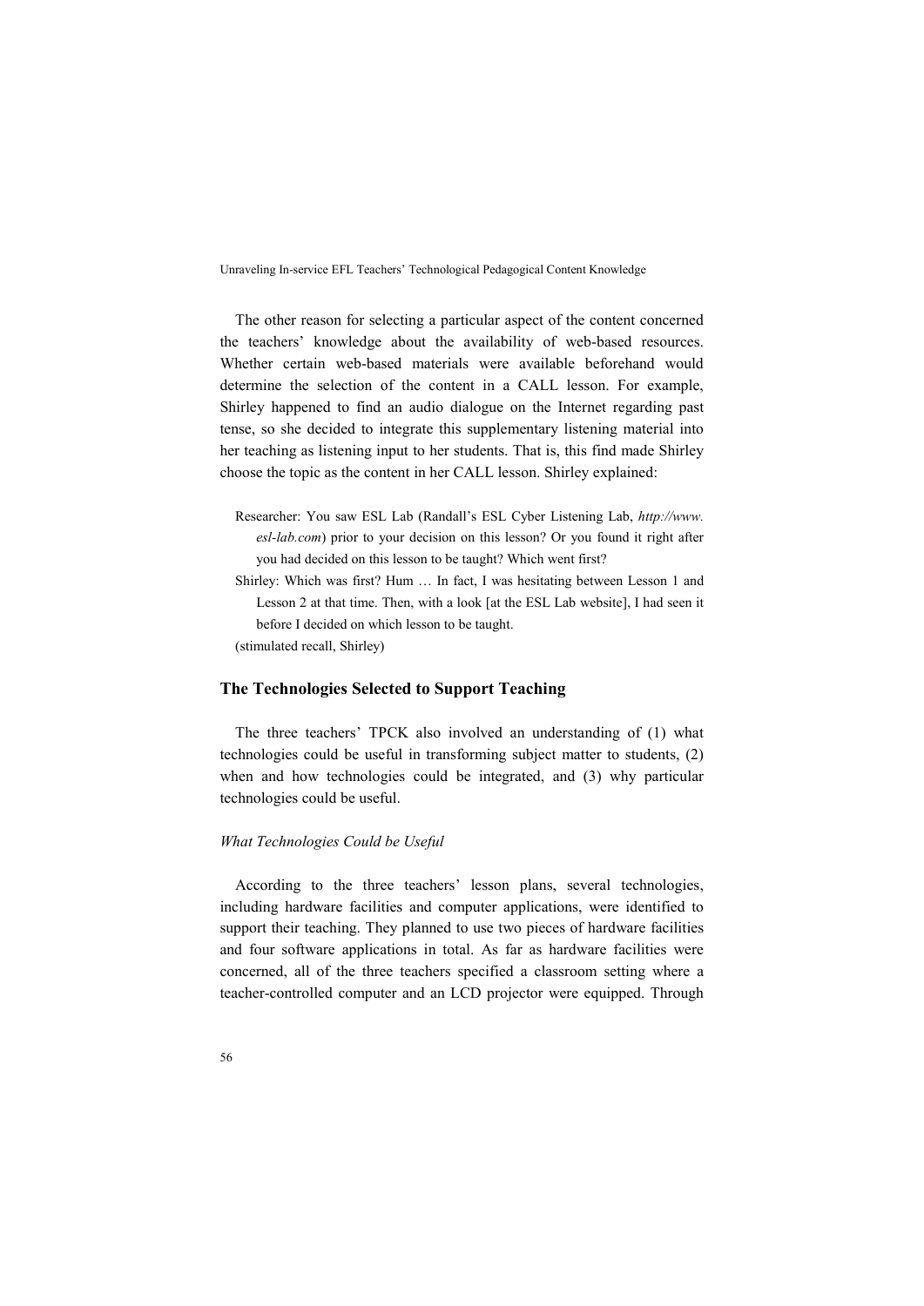The other reason for selecting a particular aspect of the content concerned the teachers' knowledge about the availability of web-based resources. Whether certain web-based materials were available beforehand would determine the selection of the content in a CALL lesson. For example, Shirley happened to find an audio dialogue on the Internet regarding past tense, so she decided to integrate this supplementary listening material into her teaching as listening input to her students. That is, this find made Shirley choose the topic as the content in her CALL lesson. Shirley explained:

> Researcher: You saw ESL Lab (Randall's ESL Cyber Listening Lab, *http://www.esl-lab.com*) prior to your decision on this lesson? Or you found it right after you had decided on this lesson to be taught? Which went first?
>
> Shirley: Which was first? Hum … In fact, I was hesitating between Lesson 1 and Lesson 2 at that time. Then, with a look [at the ESL Lab website], I had seen it before I decided on which lesson to be taught.
>
> (stimulated recall, Shirley)

## The Technologies Selected to Support Teaching

The three teachers' TPCK also involved an understanding of (1) what technologies could be useful in transforming subject matter to students, (2) when and how technologies could be integrated, and (3) why particular technologies could be useful.

### *What Technologies Could be Useful*

According to the three teachers' lesson plans, several technologies, including hardware facilities and computer applications, were identified to support their teaching. They planned to use two pieces of hardware facilities and four software applications in total. As far as hardware facilities were concerned, all of the three teachers specified a classroom setting where a teacher-controlled computer and an LCD projector were equipped. Through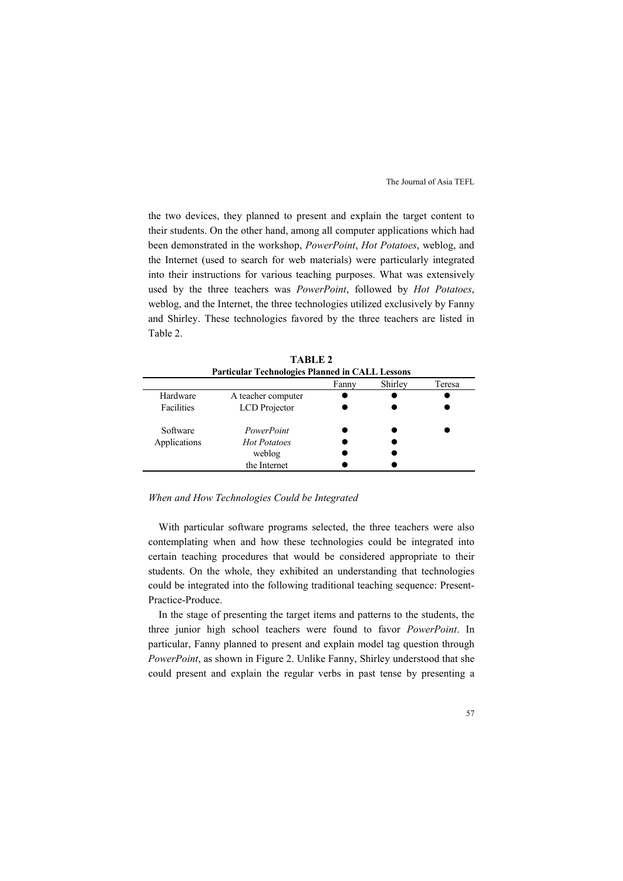the two devices, they planned to present and explain the target content to their students. On the other hand, among all computer applications which had been demonstrated in the workshop, *PowerPoint*, *Hot Potatoes*, weblog, and the Internet (used to search for web materials) were particularly integrated into their instructions for various teaching purposes. What was extensively used by the three teachers was *PowerPoint*, followed by *Hot Potatoes*, weblog, and the Internet, the three technologies utilized exclusively by Fanny and Shirley. These technologies favored by the three teachers are listed in Table 2.

**TABLE 2**
**Particular Technologies Planned in CALL Lessons**

| | | Fanny | Shirley | Teresa |
|---|---|---|---|---|
| Hardware | A teacher computer | ● | ● | ● |
| Facilities | LCD Projector | ● | ● | ● |
| Software | *PowerPoint* | ● | ● | ● |
| Applications | *Hot Potatoes* | ● | ● | |
| | weblog | ● | ● | |
| | the Internet | ● | ● | |

*When and How Technologies Could be Integrated*

With particular software programs selected, the three teachers were also contemplating when and how these technologies could be integrated into certain teaching procedures that would be considered appropriate to their students. On the whole, they exhibited an understanding that technologies could be integrated into the following traditional teaching sequence: Present-Practice-Produce.

In the stage of presenting the target items and patterns to the students, the three junior high school teachers were found to favor *PowerPoint*. In particular, Fanny planned to present and explain model tag question through *PowerPoint*, as shown in Figure 2. Unlike Fanny, Shirley understood that she could present and explain the regular verbs in past tense by presenting a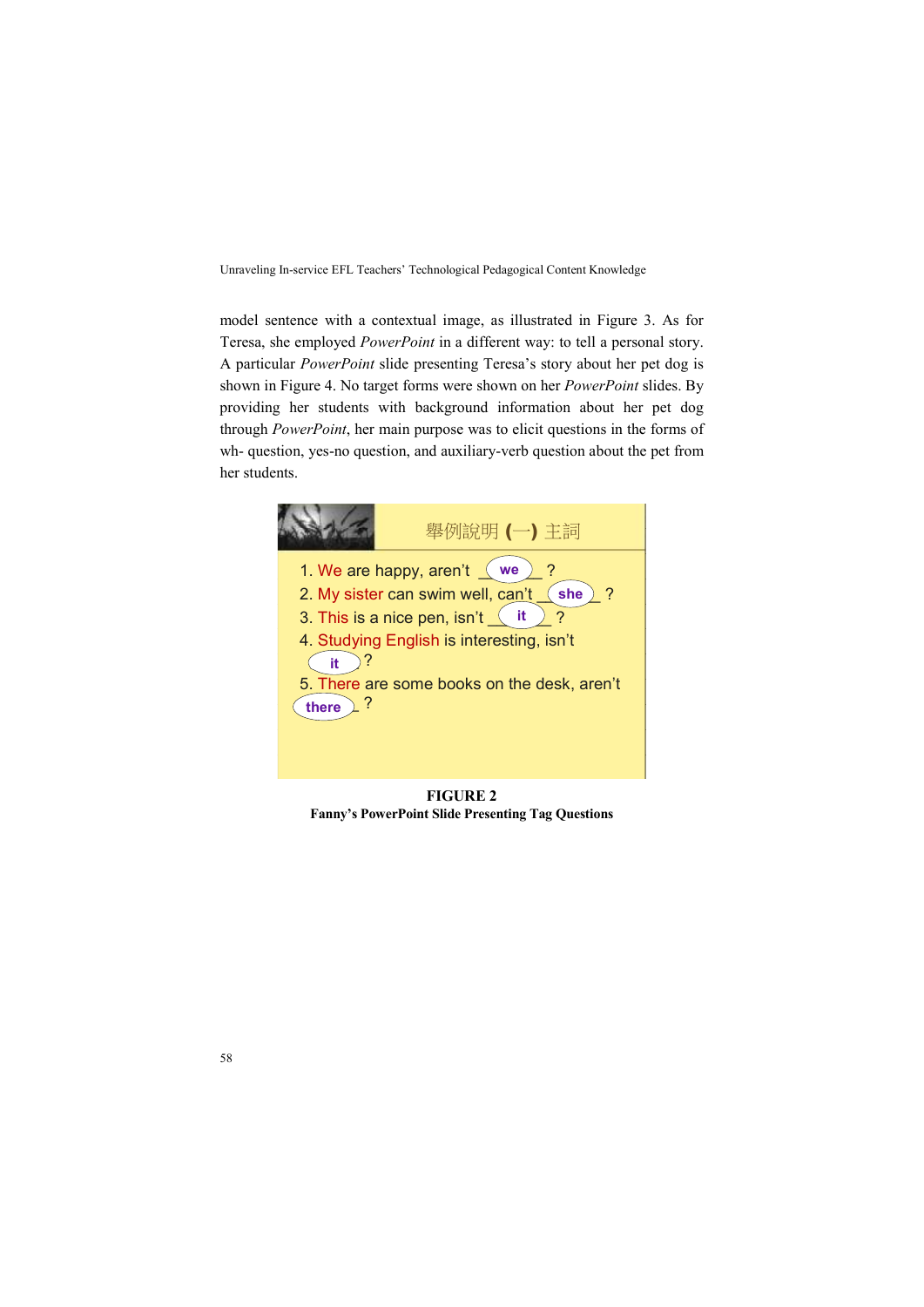model sentence with a contextual image, as illustrated in Figure 3. As for Teresa, she employed *PowerPoint* in a different way: to tell a personal story. A particular *PowerPoint* slide presenting Teresa's story about her pet dog is shown in Figure 4. No target forms were shown on her *PowerPoint* slides. By providing her students with background information about her pet dog through *PowerPoint*, her main purpose was to elicit questions in the forms of wh- question, yes-no question, and auxiliary-verb question about the pet from her students.

舉例說明 (一) 主詞

1. We are happy, aren't \_we\_ ?
2. My sister can swim well, can't \_she\_ ?
3. This is a nice pen, isn't \_it\_ ?
4. Studying English is interesting, isn't \_it\_ ?
5. There are some books on the desk, aren't \_there\_ ?

**FIGURE 2**
**Fanny's PowerPoint Slide Presenting Tag Questions**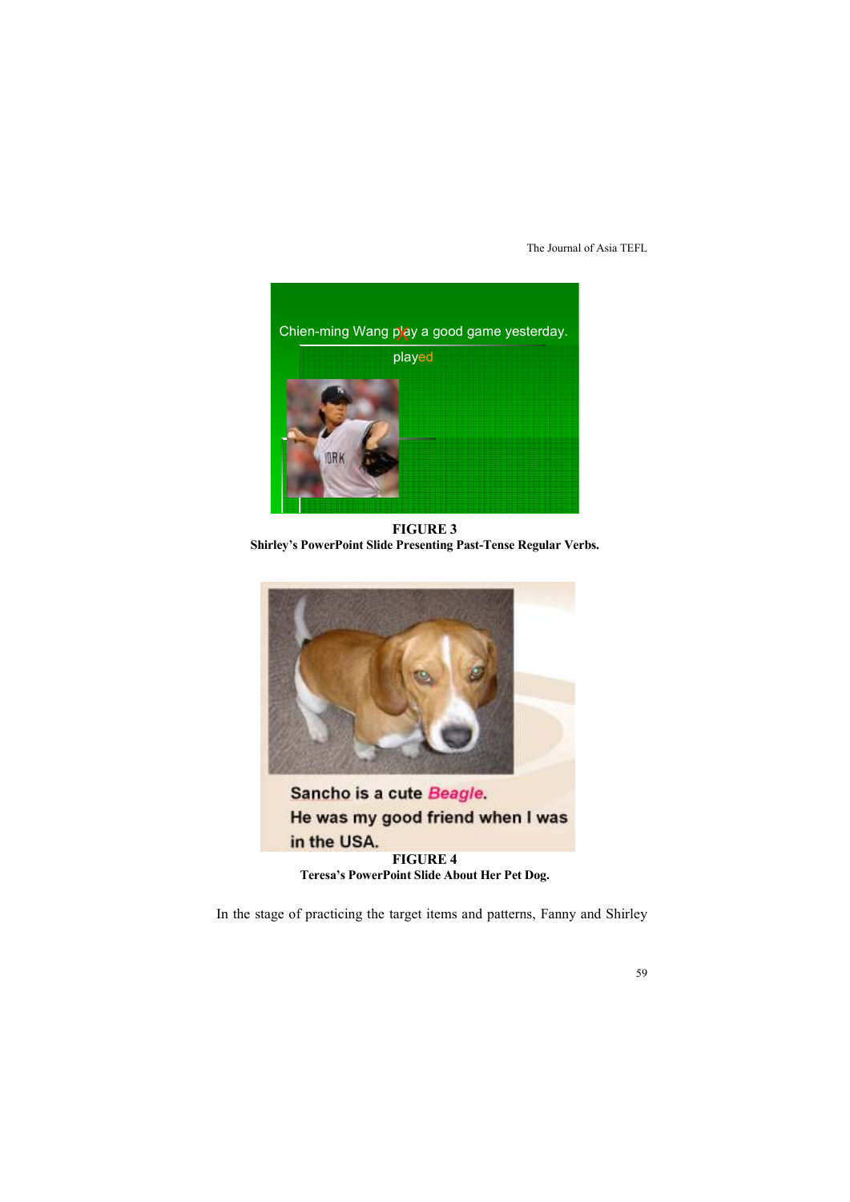**FIGURE 3**
**Shirley's PowerPoint Slide Presenting Past-Tense Regular Verbs.**

**FIGURE 4**
**Teresa's PowerPoint Slide About Her Pet Dog.**

In the stage of practicing the target items and patterns, Fanny and Shirley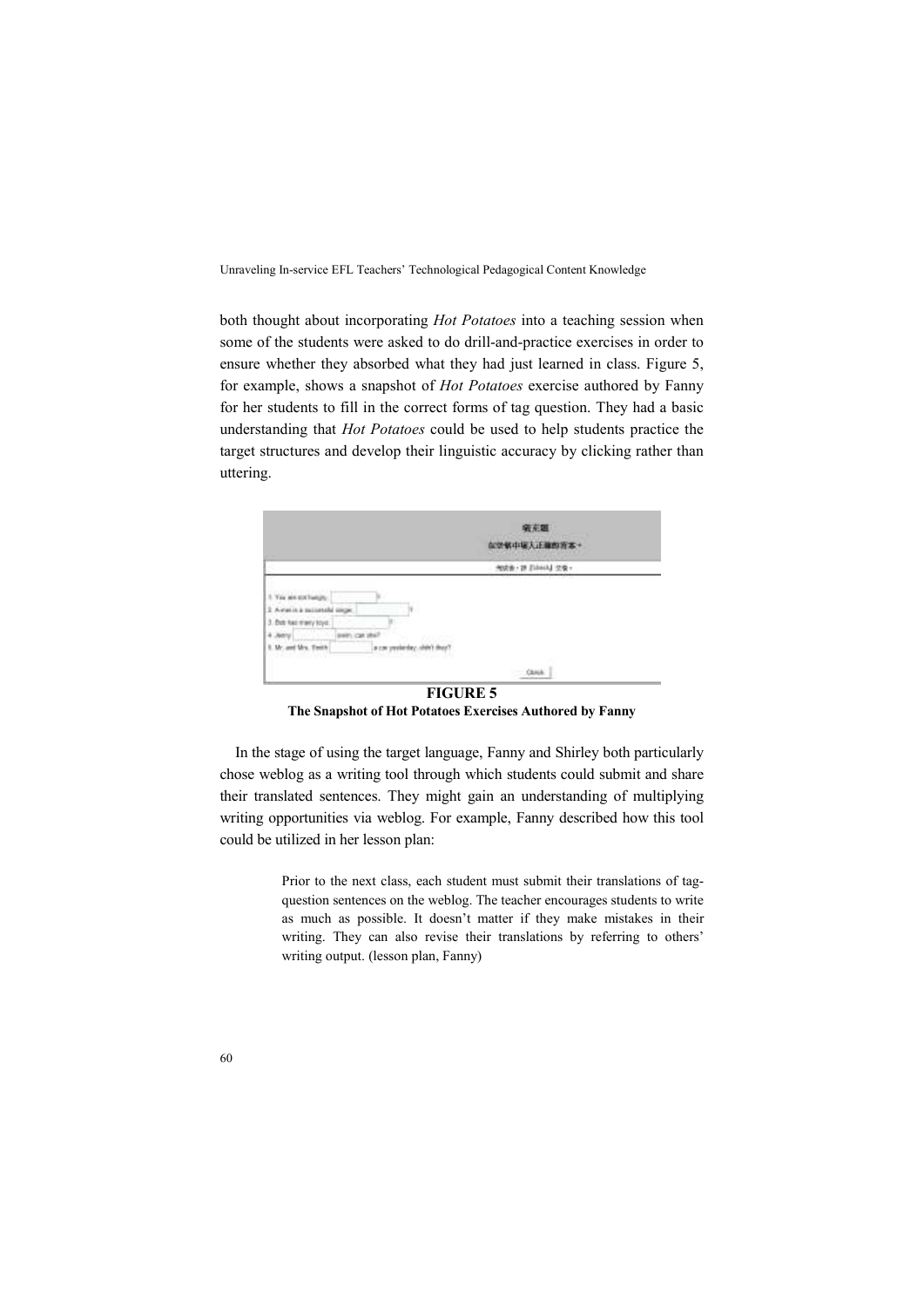both thought about incorporating *Hot Potatoes* into a teaching session when some of the students were asked to do drill-and-practice exercises in order to ensure whether they absorbed what they had just learned in class. Figure 5, for example, shows a snapshot of *Hot Potatoes* exercise authored by Fanny for her students to fill in the correct forms of tag question. They had a basic understanding that *Hot Potatoes* could be used to help students practice the target structures and develop their linguistic accuracy by clicking rather than uttering.

**FIGURE 5**

**The Snapshot of Hot Potatoes Exercises Authored by Fanny**

In the stage of using the target language, Fanny and Shirley both particularly chose weblog as a writing tool through which students could submit and share their translated sentences. They might gain an understanding of multiplying writing opportunities via weblog. For example, Fanny described how this tool could be utilized in her lesson plan:

> Prior to the next class, each student must submit their translations of tag-question sentences on the weblog. The teacher encourages students to write as much as possible. It doesn't matter if they make mistakes in their writing. They can also revise their translations by referring to others' writing output. (lesson plan, Fanny)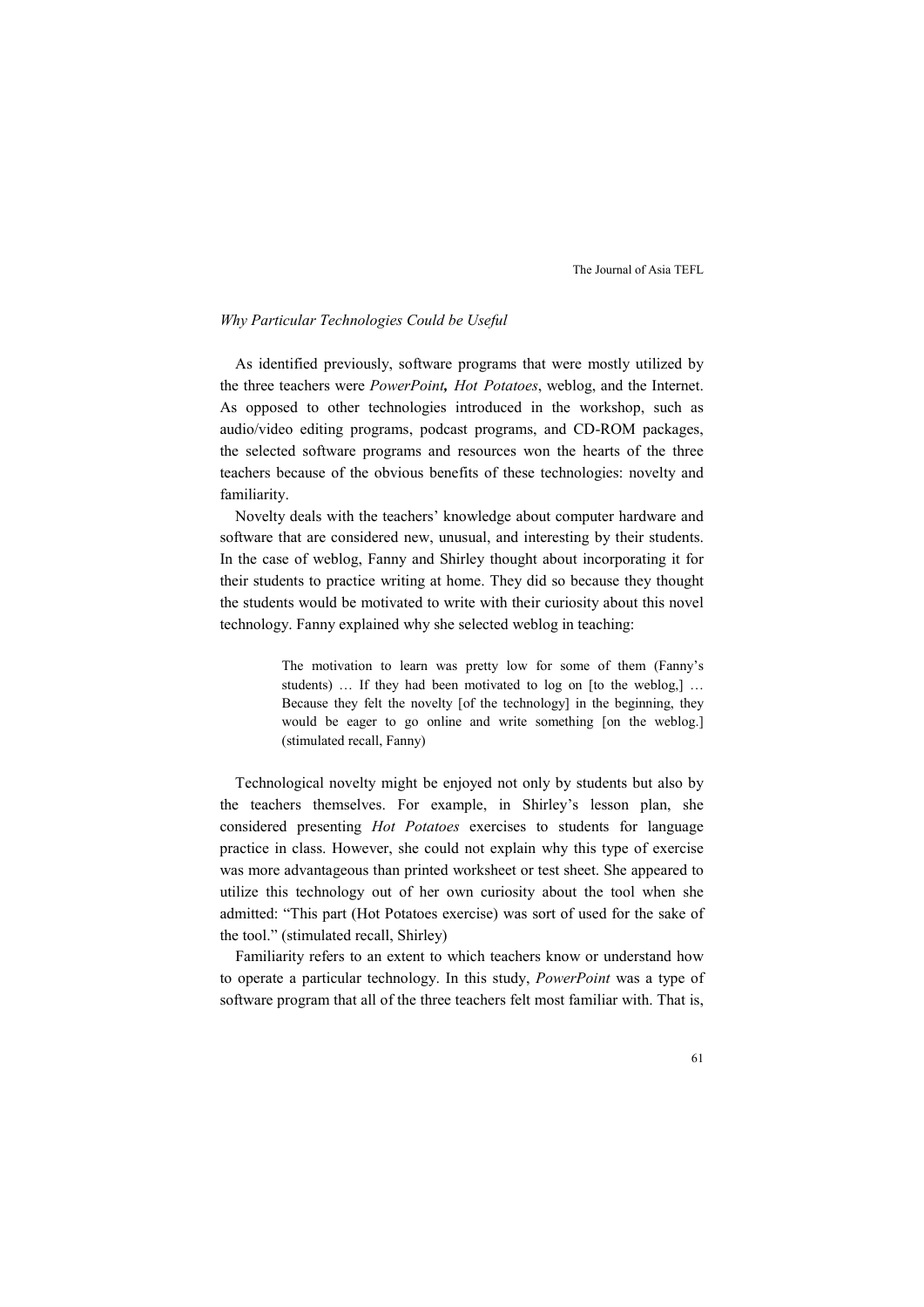*Why Particular Technologies Could be Useful*

As identified previously, software programs that were mostly utilized by the three teachers were *PowerPoint*, *Hot Potatoes*, weblog, and the Internet. As opposed to other technologies introduced in the workshop, such as audio/video editing programs, podcast programs, and CD-ROM packages, the selected software programs and resources won the hearts of the three teachers because of the obvious benefits of these technologies: novelty and familiarity.

Novelty deals with the teachers' knowledge about computer hardware and software that are considered new, unusual, and interesting by their students. In the case of weblog, Fanny and Shirley thought about incorporating it for their students to practice writing at home. They did so because they thought the students would be motivated to write with their curiosity about this novel technology. Fanny explained why she selected weblog in teaching:

> The motivation to learn was pretty low for some of them (Fanny's students) … If they had been motivated to log on [to the weblog,] … Because they felt the novelty [of the technology] in the beginning, they would be eager to go online and write something [on the weblog.] (stimulated recall, Fanny)

Technological novelty might be enjoyed not only by students but also by the teachers themselves. For example, in Shirley's lesson plan, she considered presenting *Hot Potatoes* exercises to students for language practice in class. However, she could not explain why this type of exercise was more advantageous than printed worksheet or test sheet. She appeared to utilize this technology out of her own curiosity about the tool when she admitted: "This part (Hot Potatoes exercise) was sort of used for the sake of the tool." (stimulated recall, Shirley)

Familiarity refers to an extent to which teachers know or understand how to operate a particular technology. In this study, *PowerPoint* was a type of software program that all of the three teachers felt most familiar with. That is,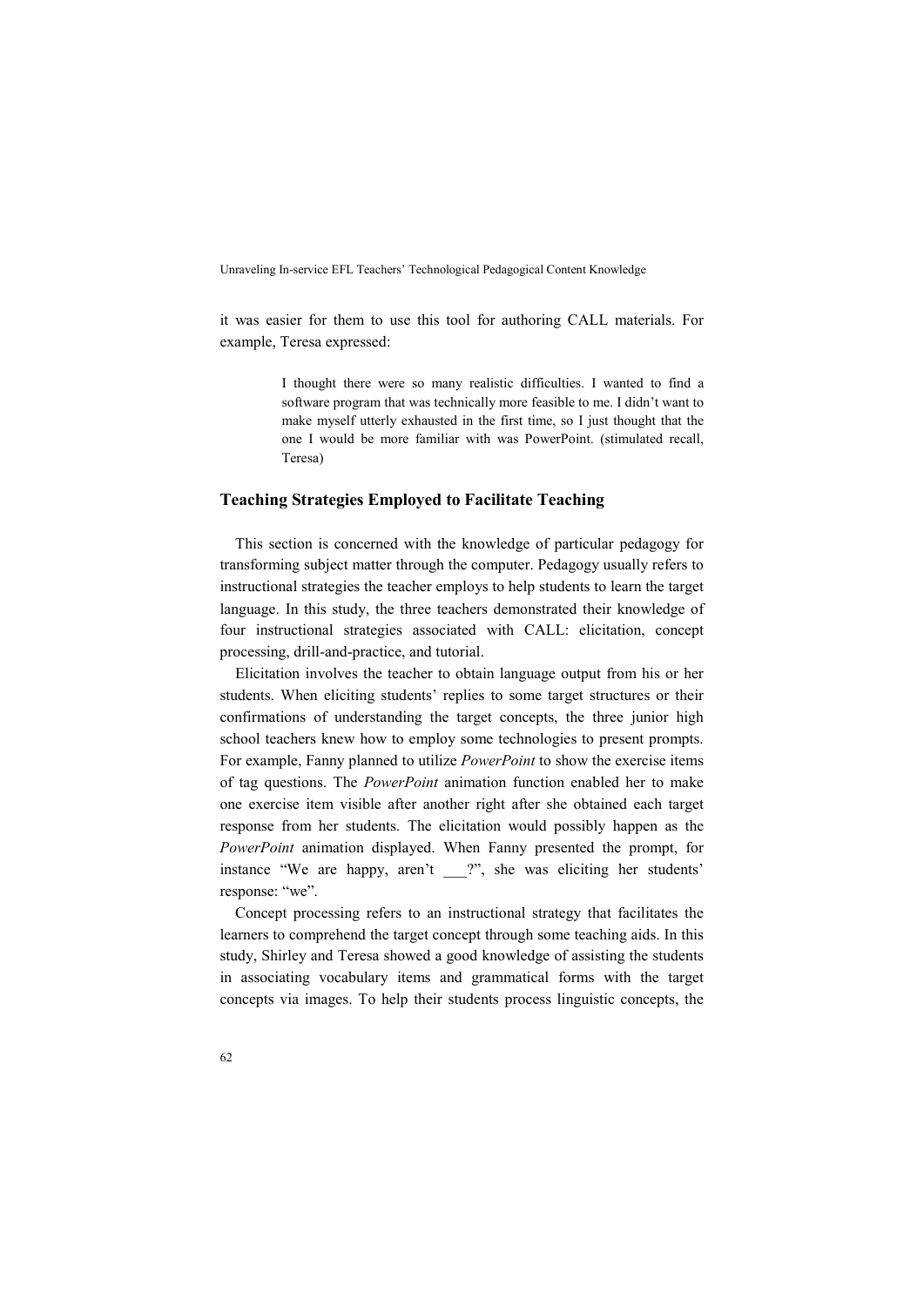it was easier for them to use this tool for authoring CALL materials. For example, Teresa expressed:

> I thought there were so many realistic difficulties. I wanted to find a software program that was technically more feasible to me. I didn't want to make myself utterly exhausted in the first time, so I just thought that the one I would be more familiar with was PowerPoint. (stimulated recall, Teresa)

### Teaching Strategies Employed to Facilitate Teaching

This section is concerned with the knowledge of particular pedagogy for transforming subject matter through the computer. Pedagogy usually refers to instructional strategies the teacher employs to help students to learn the target language. In this study, the three teachers demonstrated their knowledge of four instructional strategies associated with CALL: elicitation, concept processing, drill-and-practice, and tutorial.

Elicitation involves the teacher to obtain language output from his or her students. When eliciting students' replies to some target structures or their confirmations of understanding the target concepts, the three junior high school teachers knew how to employ some technologies to present prompts. For example, Fanny planned to utilize *PowerPoint* to show the exercise items of tag questions. The *PowerPoint* animation function enabled her to make one exercise item visible after another right after she obtained each target response from her students. The elicitation would possibly happen as the *PowerPoint* animation displayed. When Fanny presented the prompt, for instance "We are happy, aren't ___?", she was eliciting her students' response: "we".

Concept processing refers to an instructional strategy that facilitates the learners to comprehend the target concept through some teaching aids. In this study, Shirley and Teresa showed a good knowledge of assisting the students in associating vocabulary items and grammatical forms with the target concepts via images. To help their students process linguistic concepts, the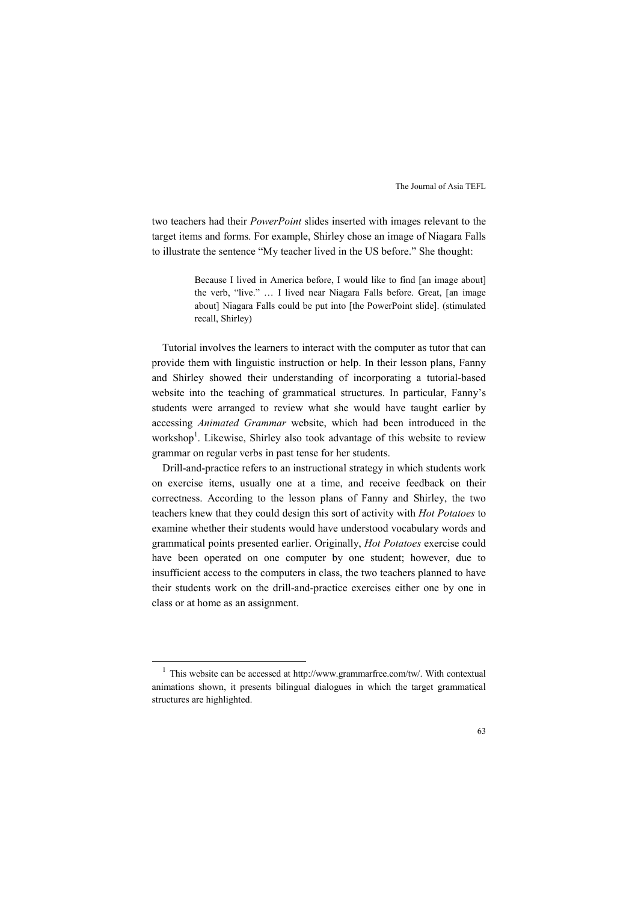two teachers had their *PowerPoint* slides inserted with images relevant to the target items and forms. For example, Shirley chose an image of Niagara Falls to illustrate the sentence "My teacher lived in the US before." She thought:

> Because I lived in America before, I would like to find [an image about] the verb, "live." … I lived near Niagara Falls before. Great, [an image about] Niagara Falls could be put into [the PowerPoint slide]. (stimulated recall, Shirley)

Tutorial involves the learners to interact with the computer as tutor that can provide them with linguistic instruction or help. In their lesson plans, Fanny and Shirley showed their understanding of incorporating a tutorial-based website into the teaching of grammatical structures. In particular, Fanny's students were arranged to review what she would have taught earlier by accessing *Animated Grammar* website, which had been introduced in the workshop[1]. Likewise, Shirley also took advantage of this website to review grammar on regular verbs in past tense for her students.

Drill-and-practice refers to an instructional strategy in which students work on exercise items, usually one at a time, and receive feedback on their correctness. According to the lesson plans of Fanny and Shirley, the two teachers knew that they could design this sort of activity with *Hot Potatoes* to examine whether their students would have understood vocabulary words and grammatical points presented earlier. Originally, *Hot Potatoes* exercise could have been operated on one computer by one student; however, due to insufficient access to the computers in class, the two teachers planned to have their students work on the drill-and-practice exercises either one by one in class or at home as an assignment.

[1] This website can be accessed at http://www.grammarfree.com/tw/. With contextual animations shown, it presents bilingual dialogues in which the target grammatical structures are highlighted.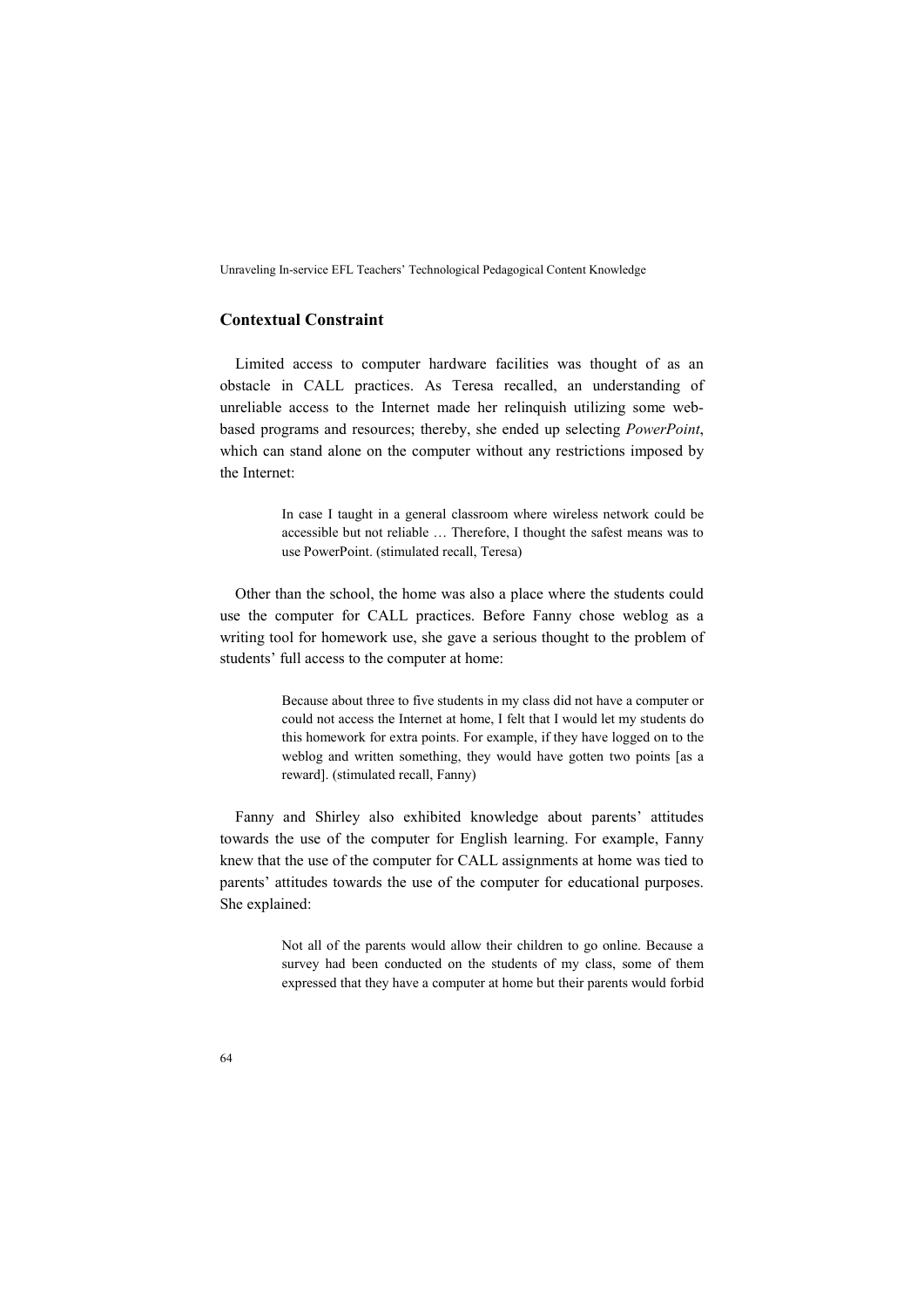## Contextual Constraint

Limited access to computer hardware facilities was thought of as an obstacle in CALL practices. As Teresa recalled, an understanding of unreliable access to the Internet made her relinquish utilizing some web-based programs and resources; thereby, she ended up selecting *PowerPoint*, which can stand alone on the computer without any restrictions imposed by the Internet:

> In case I taught in a general classroom where wireless network could be accessible but not reliable … Therefore, I thought the safest means was to use PowerPoint. (stimulated recall, Teresa)

Other than the school, the home was also a place where the students could use the computer for CALL practices. Before Fanny chose weblog as a writing tool for homework use, she gave a serious thought to the problem of students' full access to the computer at home:

> Because about three to five students in my class did not have a computer or could not access the Internet at home, I felt that I would let my students do this homework for extra points. For example, if they have logged on to the weblog and written something, they would have gotten two points [as a reward]. (stimulated recall, Fanny)

Fanny and Shirley also exhibited knowledge about parents' attitudes towards the use of the computer for English learning. For example, Fanny knew that the use of the computer for CALL assignments at home was tied to parents' attitudes towards the use of the computer for educational purposes. She explained:

> Not all of the parents would allow their children to go online. Because a survey had been conducted on the students of my class, some of them expressed that they have a computer at home but their parents would forbid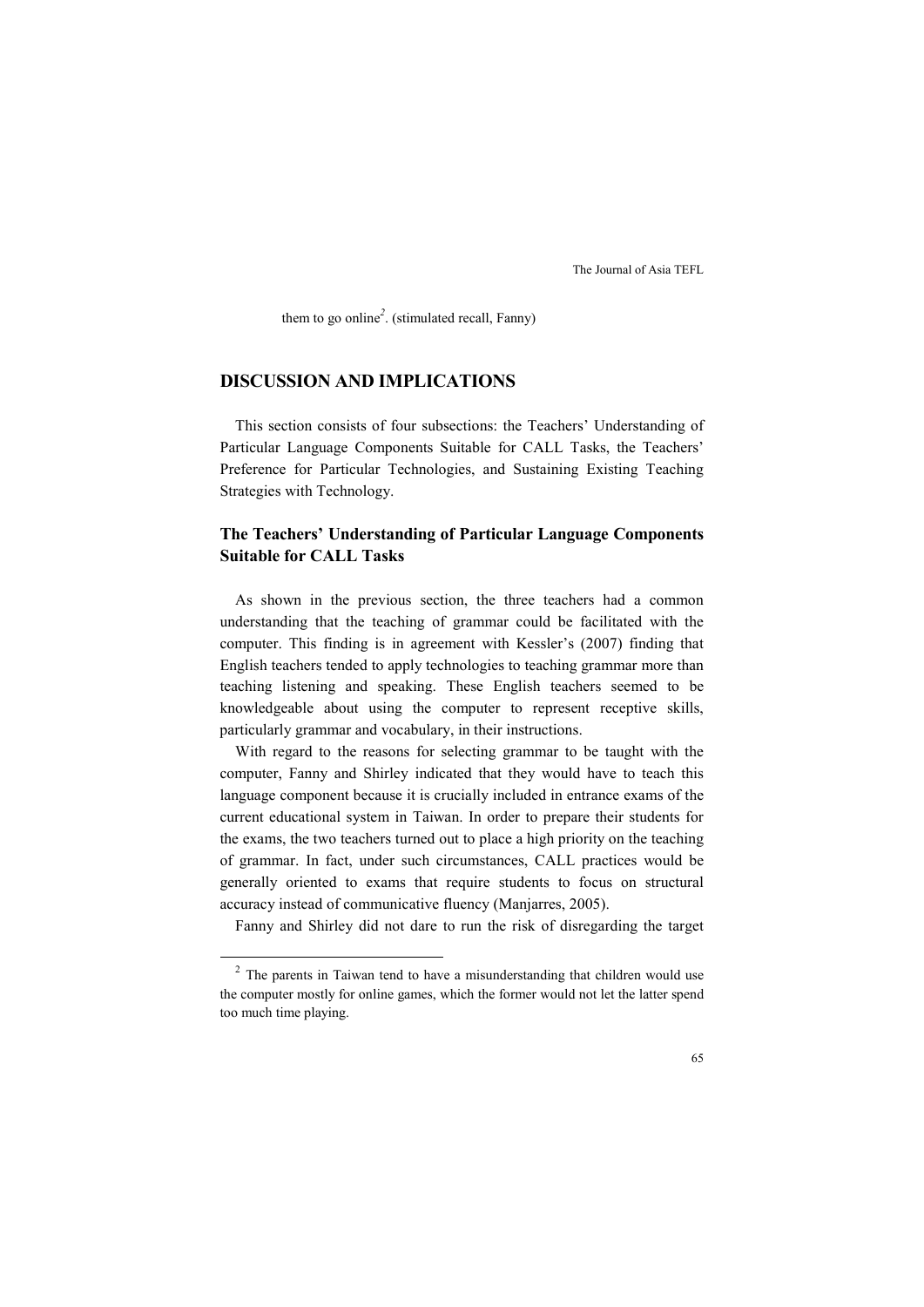them to go online[2]. (stimulated recall, Fanny)

## DISCUSSION AND IMPLICATIONS

This section consists of four subsections: the Teachers' Understanding of Particular Language Components Suitable for CALL Tasks, the Teachers' Preference for Particular Technologies, and Sustaining Existing Teaching Strategies with Technology.

### The Teachers' Understanding of Particular Language Components Suitable for CALL Tasks

As shown in the previous section, the three teachers had a common understanding that the teaching of grammar could be facilitated with the computer. This finding is in agreement with Kessler's (2007) finding that English teachers tended to apply technologies to teaching grammar more than teaching listening and speaking. These English teachers seemed to be knowledgeable about using the computer to represent receptive skills, particularly grammar and vocabulary, in their instructions.

With regard to the reasons for selecting grammar to be taught with the computer, Fanny and Shirley indicated that they would have to teach this language component because it is crucially included in entrance exams of the current educational system in Taiwan. In order to prepare their students for the exams, the two teachers turned out to place a high priority on the teaching of grammar. In fact, under such circumstances, CALL practices would be generally oriented to exams that require students to focus on structural accuracy instead of communicative fluency (Manjarres, 2005).

Fanny and Shirley did not dare to run the risk of disregarding the target

---

[2] The parents in Taiwan tend to have a misunderstanding that children would use the computer mostly for online games, which the former would not let the latter spend too much time playing.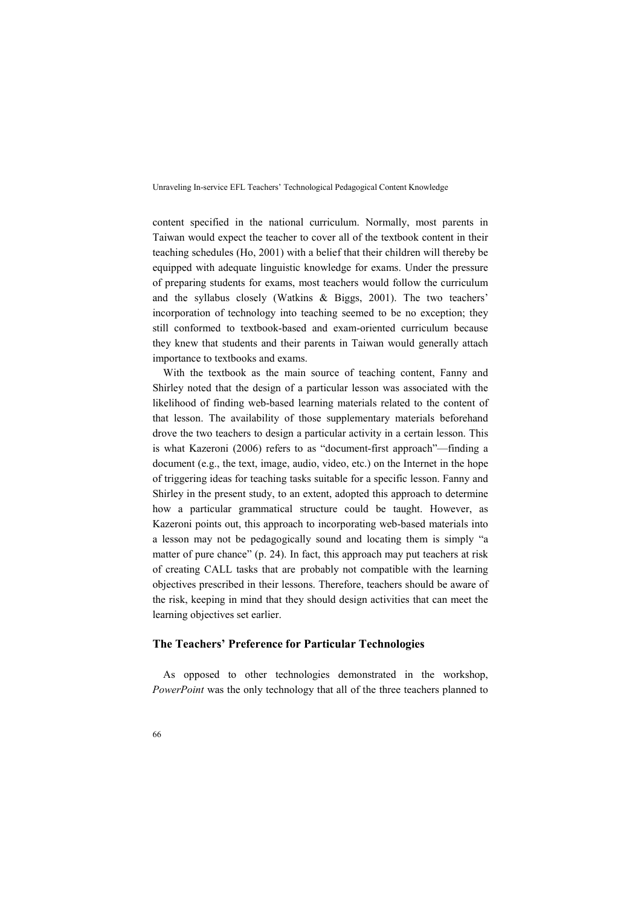content specified in the national curriculum. Normally, most parents in Taiwan would expect the teacher to cover all of the textbook content in their teaching schedules (Ho, 2001) with a belief that their children will thereby be equipped with adequate linguistic knowledge for exams. Under the pressure of preparing students for exams, most teachers would follow the curriculum and the syllabus closely (Watkins & Biggs, 2001). The two teachers' incorporation of technology into teaching seemed to be no exception; they still conformed to textbook-based and exam-oriented curriculum because they knew that students and their parents in Taiwan would generally attach importance to textbooks and exams.

With the textbook as the main source of teaching content, Fanny and Shirley noted that the design of a particular lesson was associated with the likelihood of finding web-based learning materials related to the content of that lesson. The availability of those supplementary materials beforehand drove the two teachers to design a particular activity in a certain lesson. This is what Kazeroni (2006) refers to as "document-first approach"—finding a document (e.g., the text, image, audio, video, etc.) on the Internet in the hope of triggering ideas for teaching tasks suitable for a specific lesson. Fanny and Shirley in the present study, to an extent, adopted this approach to determine how a particular grammatical structure could be taught. However, as Kazeroni points out, this approach to incorporating web-based materials into a lesson may not be pedagogically sound and locating them is simply "a matter of pure chance" (p. 24). In fact, this approach may put teachers at risk of creating CALL tasks that are probably not compatible with the learning objectives prescribed in their lessons. Therefore, teachers should be aware of the risk, keeping in mind that they should design activities that can meet the learning objectives set earlier.

### The Teachers' Preference for Particular Technologies

As opposed to other technologies demonstrated in the workshop, *PowerPoint* was the only technology that all of the three teachers planned to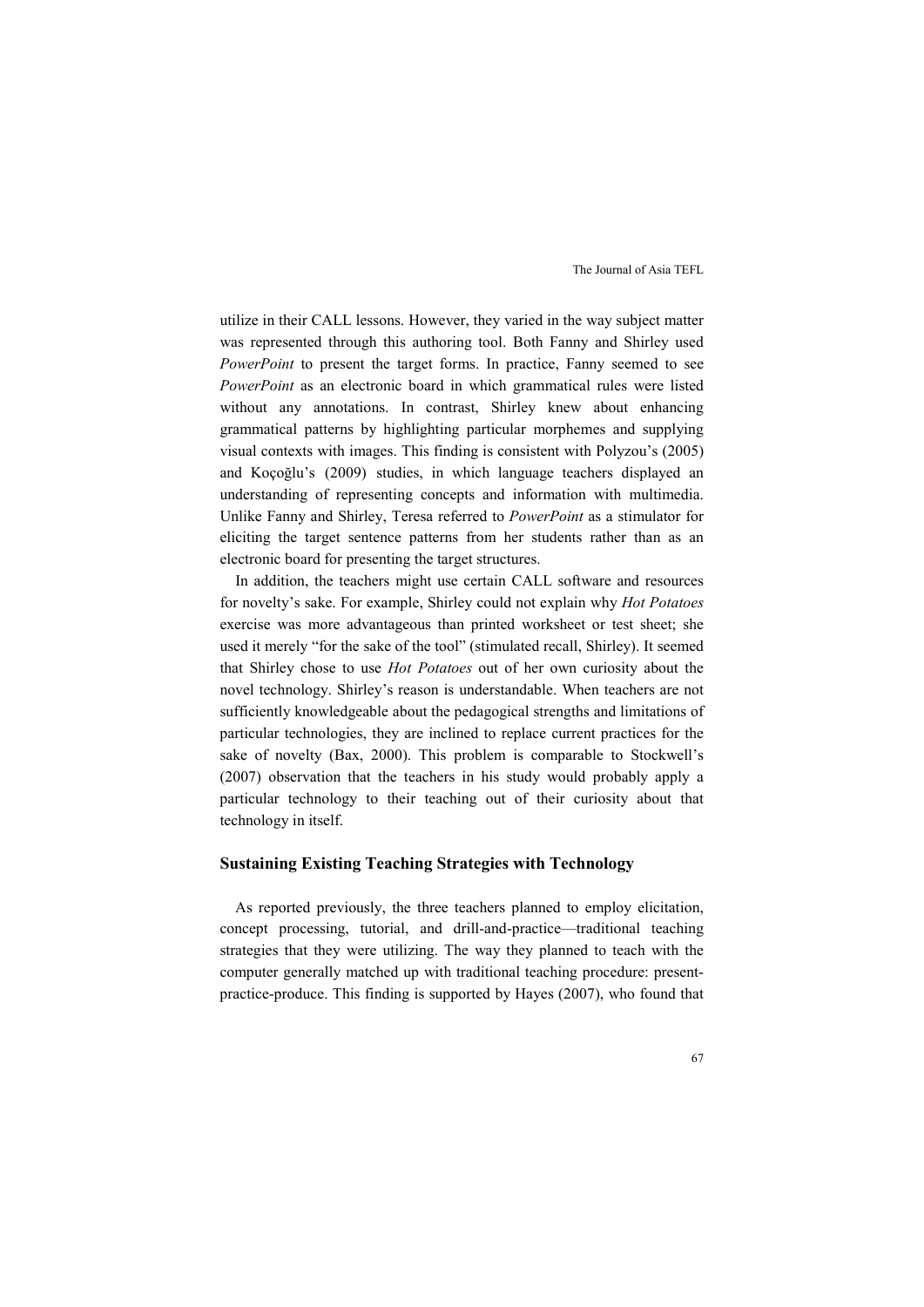utilize in their CALL lessons. However, they varied in the way subject matter was represented through this authoring tool. Both Fanny and Shirley used *PowerPoint* to present the target forms. In practice, Fanny seemed to see *PowerPoint* as an electronic board in which grammatical rules were listed without any annotations. In contrast, Shirley knew about enhancing grammatical patterns by highlighting particular morphemes and supplying visual contexts with images. This finding is consistent with Polyzou's (2005) and Koçoğlu's (2009) studies, in which language teachers displayed an understanding of representing concepts and information with multimedia. Unlike Fanny and Shirley, Teresa referred to *PowerPoint* as a stimulator for eliciting the target sentence patterns from her students rather than as an electronic board for presenting the target structures.

In addition, the teachers might use certain CALL software and resources for novelty's sake. For example, Shirley could not explain why *Hot Potatoes* exercise was more advantageous than printed worksheet or test sheet; she used it merely "for the sake of the tool" (stimulated recall, Shirley). It seemed that Shirley chose to use *Hot Potatoes* out of her own curiosity about the novel technology. Shirley's reason is understandable. When teachers are not sufficiently knowledgeable about the pedagogical strengths and limitations of particular technologies, they are inclined to replace current practices for the sake of novelty (Bax, 2000). This problem is comparable to Stockwell's (2007) observation that the teachers in his study would probably apply a particular technology to their teaching out of their curiosity about that technology in itself.

### Sustaining Existing Teaching Strategies with Technology

As reported previously, the three teachers planned to employ elicitation, concept processing, tutorial, and drill-and-practice—traditional teaching strategies that they were utilizing. The way they planned to teach with the computer generally matched up with traditional teaching procedure: present-practice-produce. This finding is supported by Hayes (2007), who found that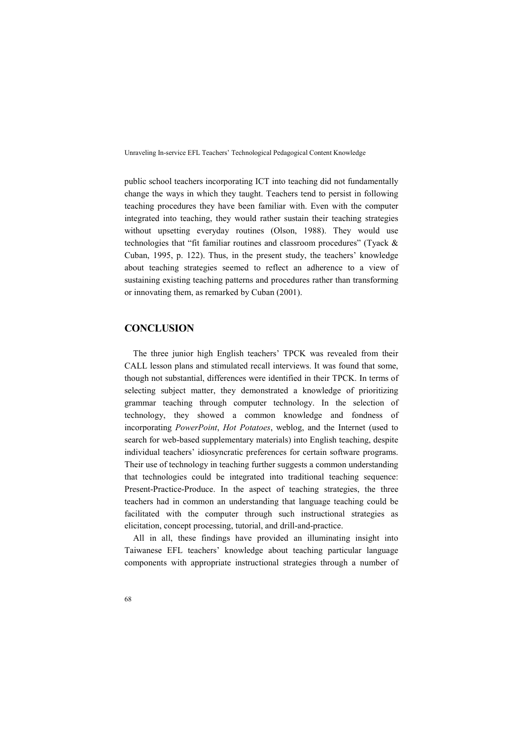public school teachers incorporating ICT into teaching did not fundamentally change the ways in which they taught. Teachers tend to persist in following teaching procedures they have been familiar with. Even with the computer integrated into teaching, they would rather sustain their teaching strategies without upsetting everyday routines (Olson, 1988). They would use technologies that "fit familiar routines and classroom procedures" (Tyack & Cuban, 1995, p. 122). Thus, in the present study, the teachers' knowledge about teaching strategies seemed to reflect an adherence to a view of sustaining existing teaching patterns and procedures rather than transforming or innovating them, as remarked by Cuban (2001).

## CONCLUSION

The three junior high English teachers' TPCK was revealed from their CALL lesson plans and stimulated recall interviews. It was found that some, though not substantial, differences were identified in their TPCK. In terms of selecting subject matter, they demonstrated a knowledge of prioritizing grammar teaching through computer technology. In the selection of technology, they showed a common knowledge and fondness of incorporating *PowerPoint*, *Hot Potatoes*, weblog, and the Internet (used to search for web-based supplementary materials) into English teaching, despite individual teachers' idiosyncratic preferences for certain software programs. Their use of technology in teaching further suggests a common understanding that technologies could be integrated into traditional teaching sequence: Present-Practice-Produce. In the aspect of teaching strategies, the three teachers had in common an understanding that language teaching could be facilitated with the computer through such instructional strategies as elicitation, concept processing, tutorial, and drill-and-practice.

All in all, these findings have provided an illuminating insight into Taiwanese EFL teachers' knowledge about teaching particular language components with appropriate instructional strategies through a number of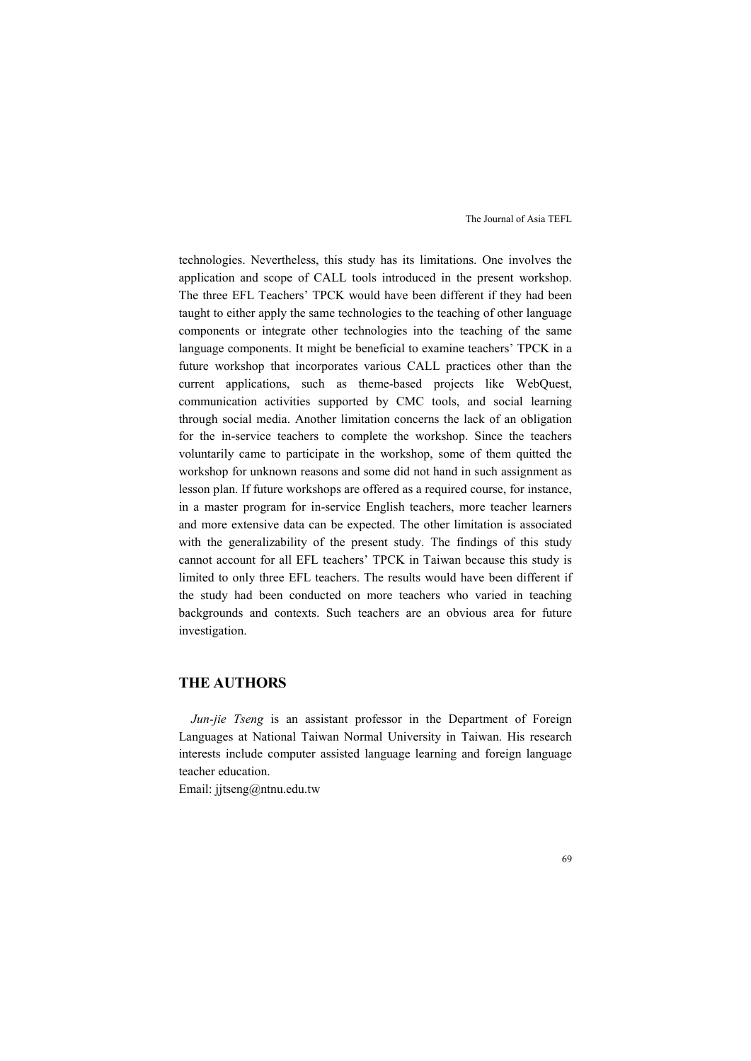technologies. Nevertheless, this study has its limitations. One involves the application and scope of CALL tools introduced in the present workshop. The three EFL Teachers' TPCK would have been different if they had been taught to either apply the same technologies to the teaching of other language components or integrate other technologies into the teaching of the same language components. It might be beneficial to examine teachers' TPCK in a future workshop that incorporates various CALL practices other than the current applications, such as theme-based projects like WebQuest, communication activities supported by CMC tools, and social learning through social media. Another limitation concerns the lack of an obligation for the in-service teachers to complete the workshop. Since the teachers voluntarily came to participate in the workshop, some of them quitted the workshop for unknown reasons and some did not hand in such assignment as lesson plan. If future workshops are offered as a required course, for instance, in a master program for in-service English teachers, more teacher learners and more extensive data can be expected. The other limitation is associated with the generalizability of the present study. The findings of this study cannot account for all EFL teachers' TPCK in Taiwan because this study is limited to only three EFL teachers. The results would have been different if the study had been conducted on more teachers who varied in teaching backgrounds and contexts. Such teachers are an obvious area for future investigation.

## THE AUTHORS

*Jun-jie Tseng* is an assistant professor in the Department of Foreign Languages at National Taiwan Normal University in Taiwan. His research interests include computer assisted language learning and foreign language teacher education.

Email: jjtseng@ntnu.edu.tw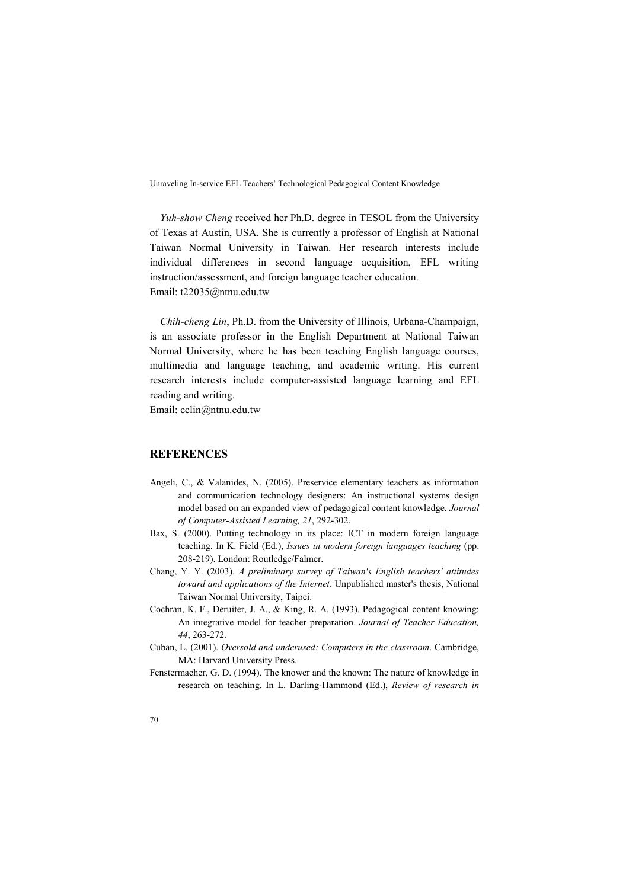*Yuh-show Cheng* received her Ph.D. degree in TESOL from the University of Texas at Austin, USA. She is currently a professor of English at National Taiwan Normal University in Taiwan. Her research interests include individual differences in second language acquisition, EFL writing instruction/assessment, and foreign language teacher education.
Email: t22035@ntnu.edu.tw

*Chih-cheng Lin*, Ph.D. from the University of Illinois, Urbana-Champaign, is an associate professor in the English Department at National Taiwan Normal University, where he has been teaching English language courses, multimedia and language teaching, and academic writing. His current research interests include computer-assisted language learning and EFL reading and writing.
Email: cclin@ntnu.edu.tw

## REFERENCES

Angeli, C., & Valanides, N. (2005). Preservice elementary teachers as information and communication technology designers: An instructional systems design model based on an expanded view of pedagogical content knowledge. *Journal of Computer-Assisted Learning, 21*, 292-302.

Bax, S. (2000). Putting technology in its place: ICT in modern foreign language teaching. In K. Field (Ed.), *Issues in modern foreign languages teaching* (pp. 208-219). London: Routledge/Falmer.

Chang, Y. Y. (2003). *A preliminary survey of Taiwan's English teachers' attitudes toward and applications of the Internet.* Unpublished master's thesis, National Taiwan Normal University, Taipei.

Cochran, K. F., Deruiter, J. A., & King, R. A. (1993). Pedagogical content knowing: An integrative model for teacher preparation. *Journal of Teacher Education, 44*, 263-272.

Cuban, L. (2001). *Oversold and underused: Computers in the classroom*. Cambridge, MA: Harvard University Press.

Fenstermacher, G. D. (1994). The knower and the known: The nature of knowledge in research on teaching. In L. Darling-Hammond (Ed.), *Review of research in*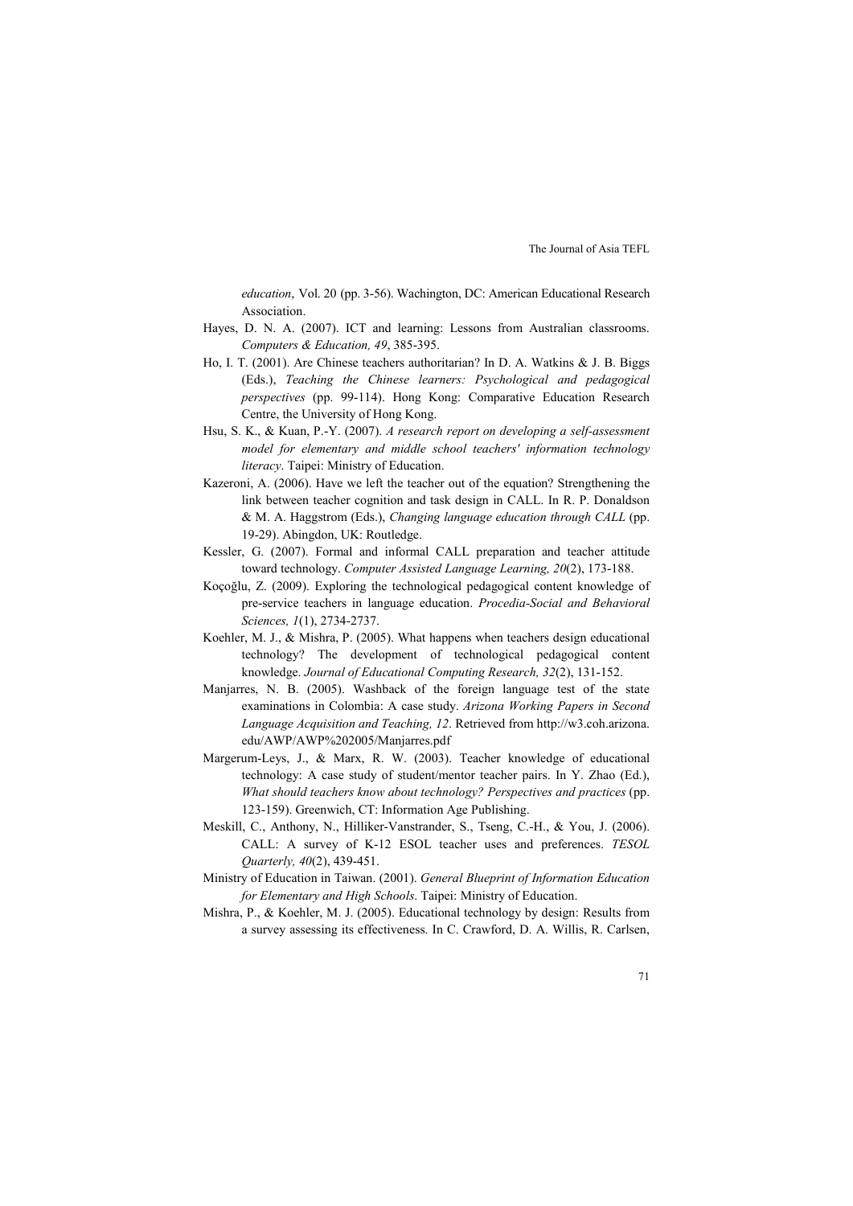*education*, Vol. 20 (pp. 3-56). Wachington, DC: American Educational Research Association.

Hayes, D. N. A. (2007). ICT and learning: Lessons from Australian classrooms. *Computers & Education, 49*, 385-395.

Ho, I. T. (2001). Are Chinese teachers authoritarian? In D. A. Watkins & J. B. Biggs (Eds.), *Teaching the Chinese learners: Psychological and pedagogical perspectives* (pp. 99-114). Hong Kong: Comparative Education Research Centre, the University of Hong Kong.

Hsu, S. K., & Kuan, P.-Y. (2007). *A research report on developing a self-assessment model for elementary and middle school teachers' information technology literacy*. Taipei: Ministry of Education.

Kazeroni, A. (2006). Have we left the teacher out of the equation? Strengthening the link between teacher cognition and task design in CALL. In R. P. Donaldson & M. A. Haggstrom (Eds.), *Changing language education through CALL* (pp. 19-29). Abingdon, UK: Routledge.

Kessler, G. (2007). Formal and informal CALL preparation and teacher attitude toward technology. *Computer Assisted Language Learning, 20*(2), 173-188.

Koçoğlu, Z. (2009). Exploring the technological pedagogical content knowledge of pre-service teachers in language education. *Procedia-Social and Behavioral Sciences, 1*(1), 2734-2737.

Koehler, M. J., & Mishra, P. (2005). What happens when teachers design educational technology? The development of technological pedagogical content knowledge. *Journal of Educational Computing Research, 32*(2), 131-152.

Manjarres, N. B. (2005). Washback of the foreign language test of the state examinations in Colombia: A case study. *Arizona Working Papers in Second Language Acquisition and Teaching, 12*. Retrieved from http://w3.coh.arizona.edu/AWP/AWP%202005/Manjarres.pdf

Margerum-Leys, J., & Marx, R. W. (2003). Teacher knowledge of educational technology: A case study of student/mentor teacher pairs. In Y. Zhao (Ed.), *What should teachers know about technology? Perspectives and practices* (pp. 123-159). Greenwich, CT: Information Age Publishing.

Meskill, C., Anthony, N., Hilliker-Vanstrander, S., Tseng, C.-H., & You, J. (2006). CALL: A survey of K-12 ESOL teacher uses and preferences. *TESOL Quarterly, 40*(2), 439-451.

Ministry of Education in Taiwan. (2001). *General Blueprint of Information Education for Elementary and High Schools*. Taipei: Ministry of Education.

Mishra, P., & Koehler, M. J. (2005). Educational technology by design: Results from a survey assessing its effectiveness. In C. Crawford, D. A. Willis, R. Carlsen,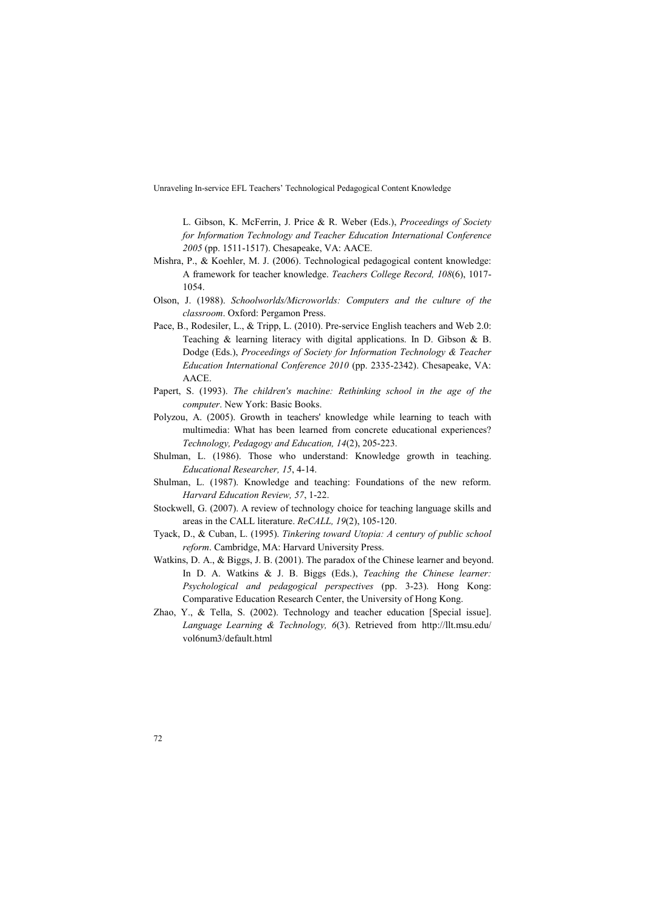L. Gibson, K. McFerrin, J. Price & R. Weber (Eds.), *Proceedings of Society for Information Technology and Teacher Education International Conference 2005* (pp. 1511-1517). Chesapeake, VA: AACE.

Mishra, P., & Koehler, M. J. (2006). Technological pedagogical content knowledge: A framework for teacher knowledge. *Teachers College Record, 108*(6), 1017-1054.

Olson, J. (1988). *Schoolworlds/Microworlds: Computers and the culture of the classroom*. Oxford: Pergamon Press.

Pace, B., Rodesiler, L., & Tripp, L. (2010). Pre-service English teachers and Web 2.0: Teaching & learning literacy with digital applications. In D. Gibson & B. Dodge (Eds.), *Proceedings of Society for Information Technology & Teacher Education International Conference 2010* (pp. 2335-2342). Chesapeake, VA: AACE.

Papert, S. (1993). *The children's machine: Rethinking school in the age of the computer*. New York: Basic Books.

Polyzou, A. (2005). Growth in teachers' knowledge while learning to teach with multimedia: What has been learned from concrete educational experiences? *Technology, Pedagogy and Education, 14*(2), 205-223.

Shulman, L. (1986). Those who understand: Knowledge growth in teaching. *Educational Researcher, 15*, 4-14.

Shulman, L. (1987). Knowledge and teaching: Foundations of the new reform. *Harvard Education Review, 57*, 1-22.

Stockwell, G. (2007). A review of technology choice for teaching language skills and areas in the CALL literature. *ReCALL, 19*(2), 105-120.

Tyack, D., & Cuban, L. (1995). *Tinkering toward Utopia: A century of public school reform*. Cambridge, MA: Harvard University Press.

Watkins, D. A., & Biggs, J. B. (2001). The paradox of the Chinese learner and beyond. In D. A. Watkins & J. B. Biggs (Eds.), *Teaching the Chinese learner: Psychological and pedagogical perspectives* (pp. 3-23). Hong Kong: Comparative Education Research Center, the University of Hong Kong.

Zhao, Y., & Tella, S. (2002). Technology and teacher education [Special issue]. *Language Learning & Technology, 6*(3). Retrieved from http://llt.msu.edu/vol6num3/default.html